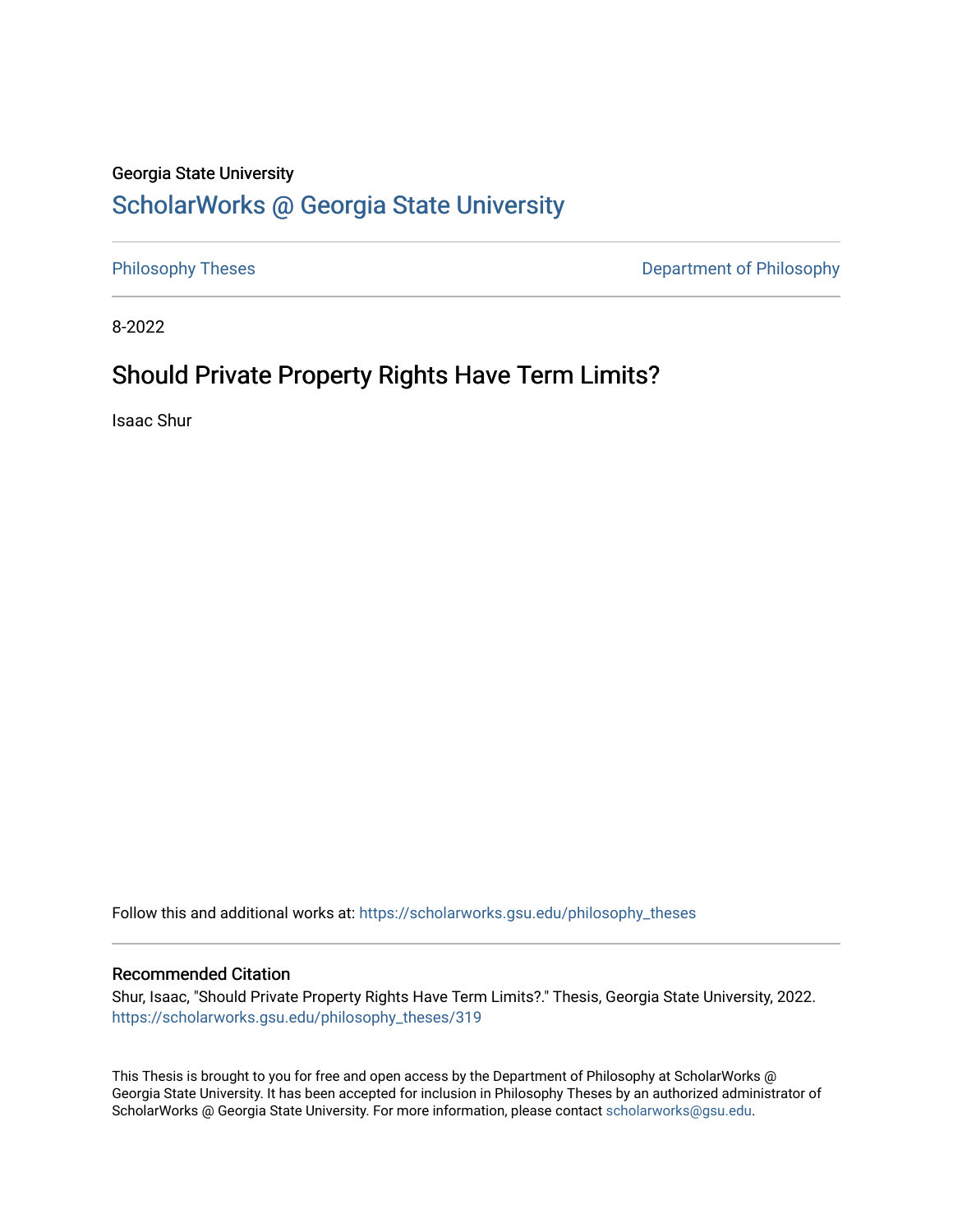Georgia State University

# ScholarWorks @ Georgia State University

Philosophy Theses

Department of Philosophy

8-2022

## Should Private Property Rights Have Term Limits?

Isaac Shur

Follow this and additional works at: https://scholarworks.gsu.edu/philosophy_theses

### Recommended Citation

Shur, Isaac, "Should Private Property Rights Have Term Limits?." Thesis, Georgia State University, 2022.
https://scholarworks.gsu.edu/philosophy_theses/319

This Thesis is brought to you for free and open access by the Department of Philosophy at ScholarWorks @ Georgia State University. It has been accepted for inclusion in Philosophy Theses by an authorized administrator of ScholarWorks @ Georgia State University. For more information, please contact scholarworks@gsu.edu.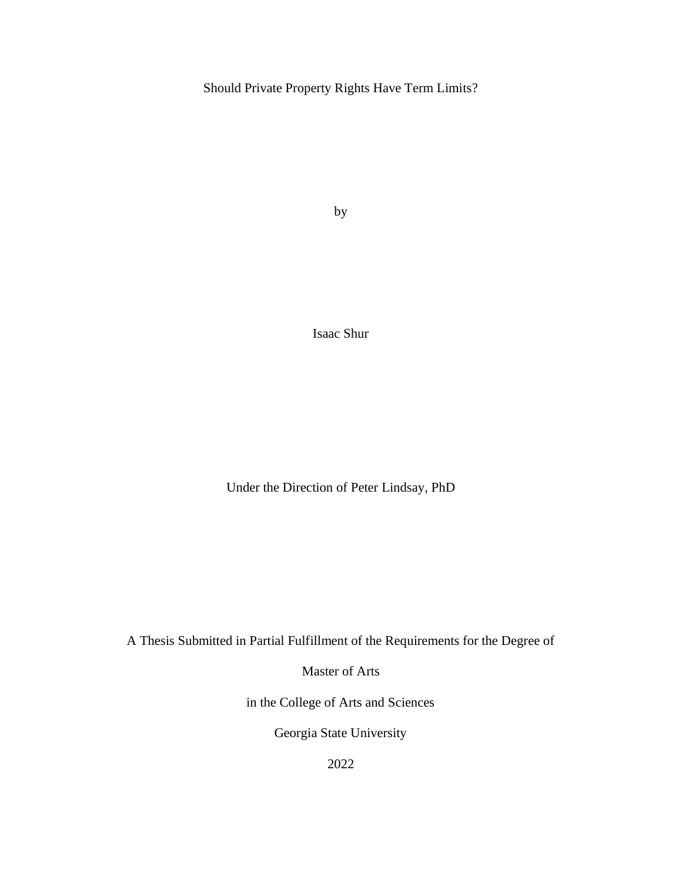Should Private Property Rights Have Term Limits?

by

Isaac Shur

Under the Direction of Peter Lindsay, PhD

A Thesis Submitted in Partial Fulfillment of the Requirements for the Degree of

Master of Arts

in the College of Arts and Sciences

Georgia State University

2022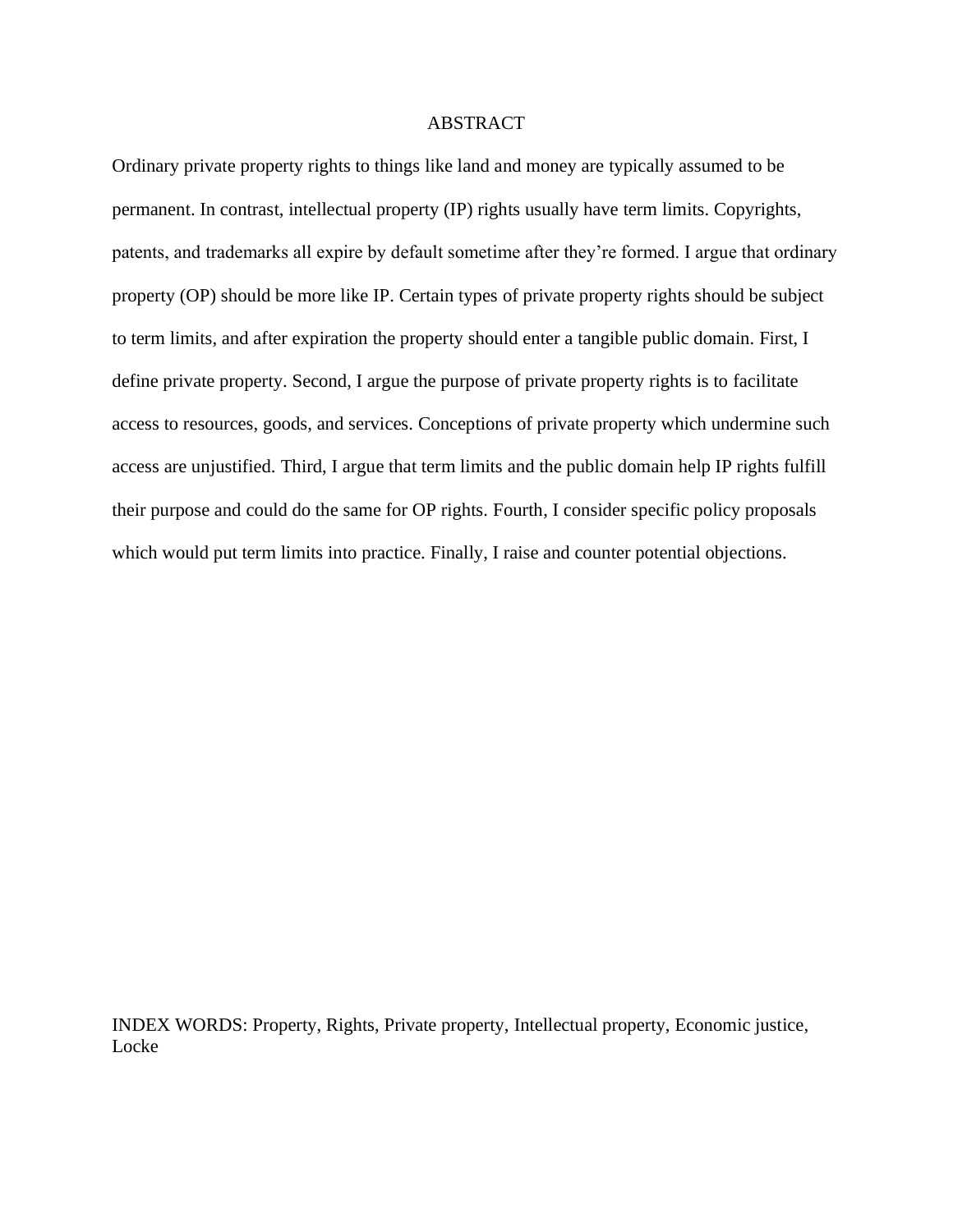# ABSTRACT

Ordinary private property rights to things like land and money are typically assumed to be permanent. In contrast, intellectual property (IP) rights usually have term limits. Copyrights, patents, and trademarks all expire by default sometime after they're formed. I argue that ordinary property (OP) should be more like IP. Certain types of private property rights should be subject to term limits, and after expiration the property should enter a tangible public domain. First, I define private property. Second, I argue the purpose of private property rights is to facilitate access to resources, goods, and services. Conceptions of private property which undermine such access are unjustified. Third, I argue that term limits and the public domain help IP rights fulfill their purpose and could do the same for OP rights. Fourth, I consider specific policy proposals which would put term limits into practice. Finally, I raise and counter potential objections.

INDEX WORDS: Property, Rights, Private property, Intellectual property, Economic justice, Locke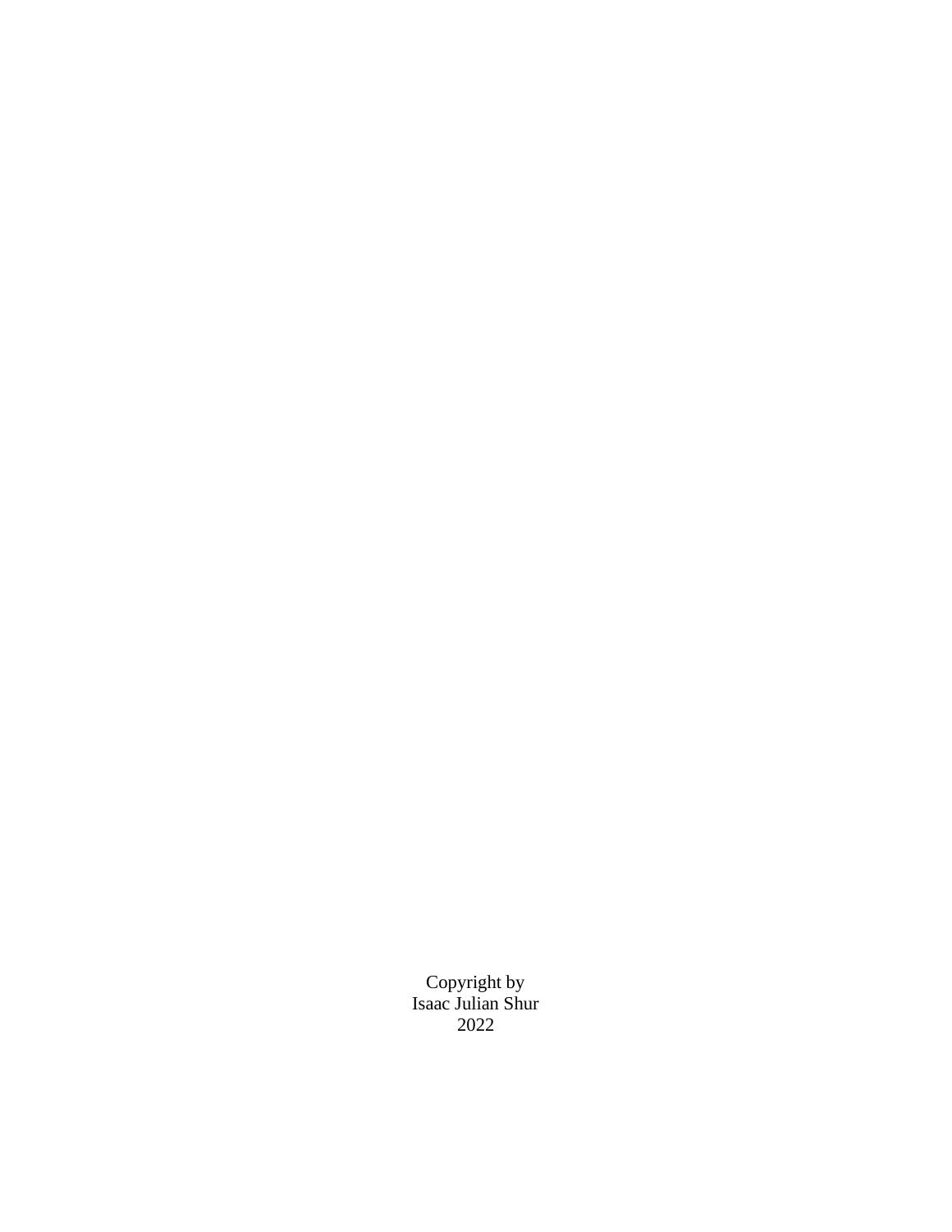Copyright by
Isaac Julian Shur
2022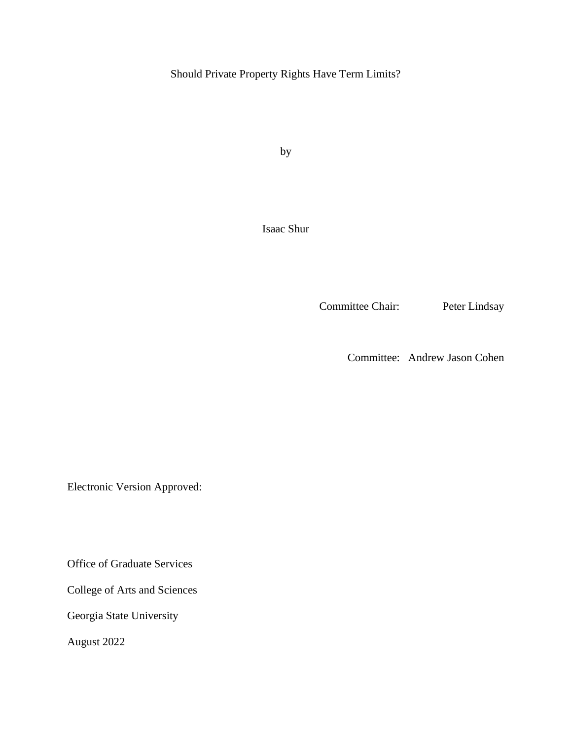Should Private Property Rights Have Term Limits?

by

Isaac Shur

Committee Chair: Peter Lindsay

Committee: Andrew Jason Cohen

Electronic Version Approved:

Office of Graduate Services

College of Arts and Sciences

Georgia State University

August 2022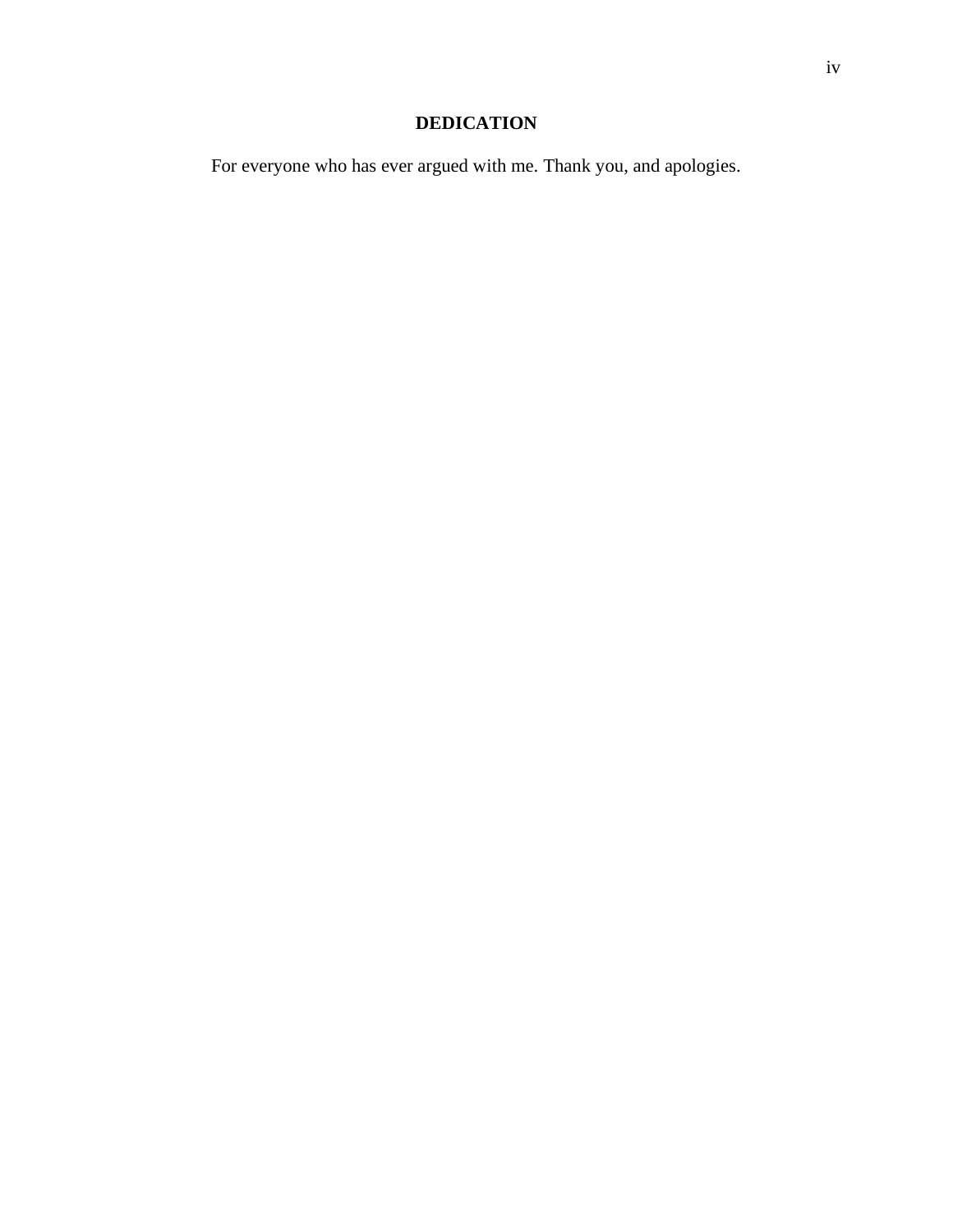## DEDICATION

For everyone who has ever argued with me. Thank you, and apologies.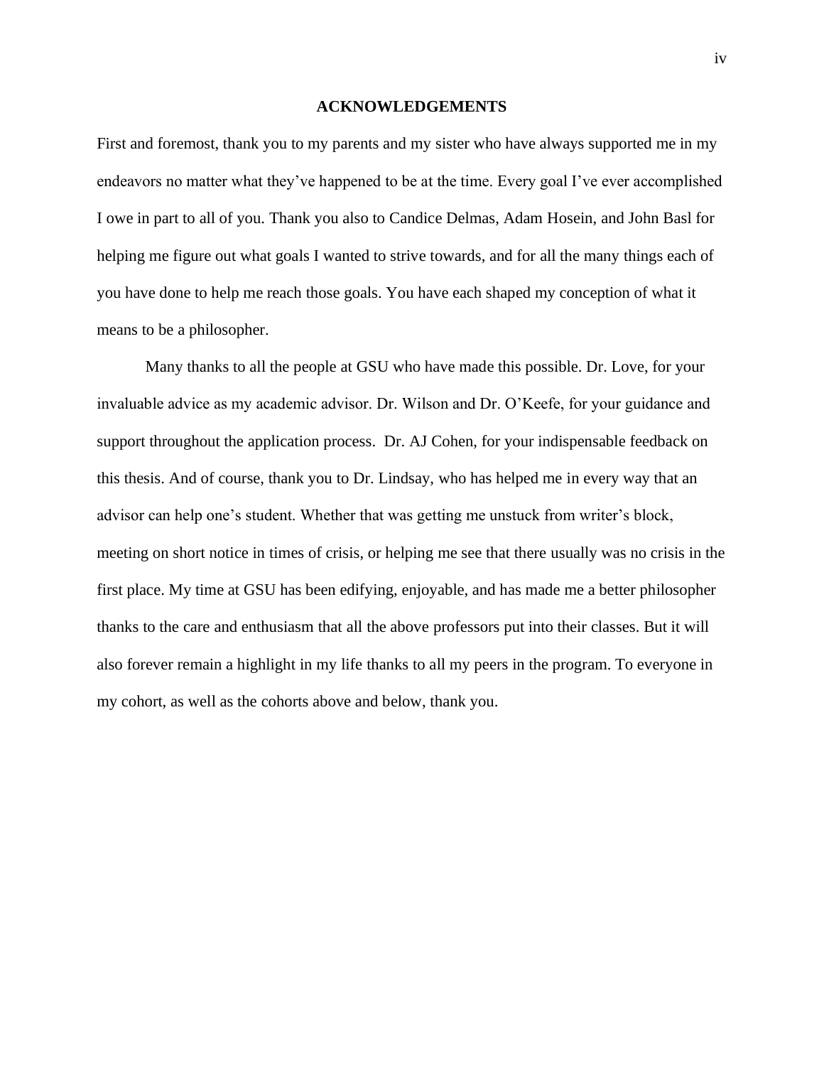# ACKNOWLEDGEMENTS

First and foremost, thank you to my parents and my sister who have always supported me in my endeavors no matter what they've happened to be at the time. Every goal I've ever accomplished I owe in part to all of you. Thank you also to Candice Delmas, Adam Hosein, and John Basl for helping me figure out what goals I wanted to strive towards, and for all the many things each of you have done to help me reach those goals. You have each shaped my conception of what it means to be a philosopher.

Many thanks to all the people at GSU who have made this possible. Dr. Love, for your invaluable advice as my academic advisor. Dr. Wilson and Dr. O'Keefe, for your guidance and support throughout the application process. Dr. AJ Cohen, for your indispensable feedback on this thesis. And of course, thank you to Dr. Lindsay, who has helped me in every way that an advisor can help one's student. Whether that was getting me unstuck from writer's block, meeting on short notice in times of crisis, or helping me see that there usually was no crisis in the first place. My time at GSU has been edifying, enjoyable, and has made me a better philosopher thanks to the care and enthusiasm that all the above professors put into their classes. But it will also forever remain a highlight in my life thanks to all my peers in the program. To everyone in my cohort, as well as the cohorts above and below, thank you.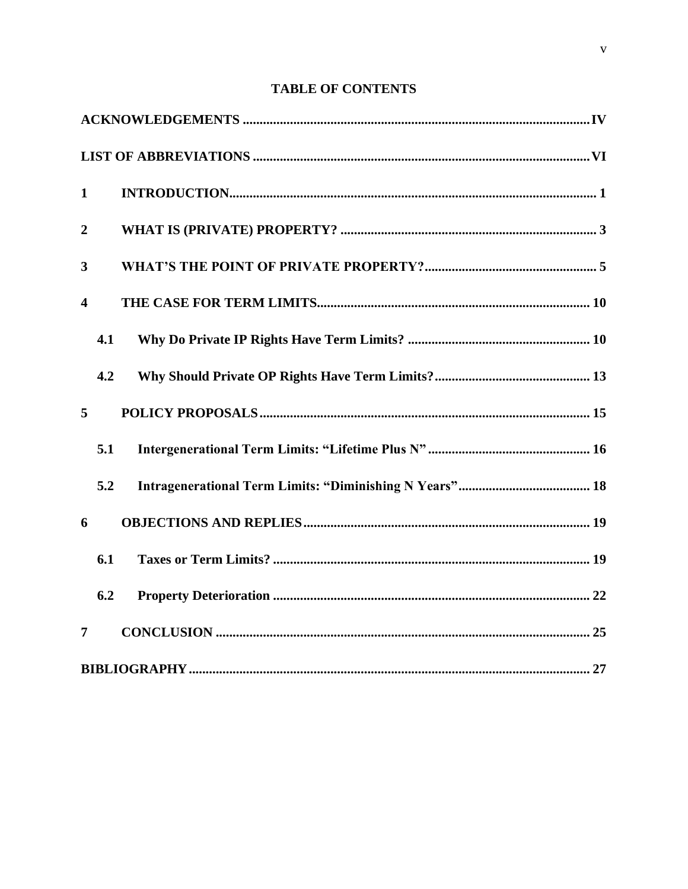# TABLE OF CONTENTS

**ACKNOWLEDGEMENTS** .................................................................................................... **IV**

**LIST OF ABBREVIATIONS** ................................................................................................ **VI**

**1 INTRODUCTION** ............................................................................................................ **1**

**2 WHAT IS (PRIVATE) PROPERTY?** ............................................................................ **3**

**3 WHAT'S THE POINT OF PRIVATE PROPERTY?** .................................................. **5**

**4 THE CASE FOR TERM LIMITS** ................................................................................ **10**

**4.1 Why Do Private IP Rights Have Term Limits?** ...................................................... **10**

**4.2 Why Should Private OP Rights Have Term Limits?** .............................................. **13**

**5 POLICY PROPOSALS** ................................................................................................. **15**

**5.1 Intergenerational Term Limits: "Lifetime Plus N"** ................................................ **16**

**5.2 Intragenerational Term Limits: "Diminishing N Years"** ....................................... **18**

**6 OBJECTIONS AND REPLIES** .................................................................................... **19**

**6.1 Taxes or Term Limits?** .............................................................................................. **19**

**6.2 Property Deterioration** .............................................................................................. **22**

**7 CONCLUSION** ............................................................................................................... **25**

**BIBLIOGRAPHY** ............................................................................................................... **27**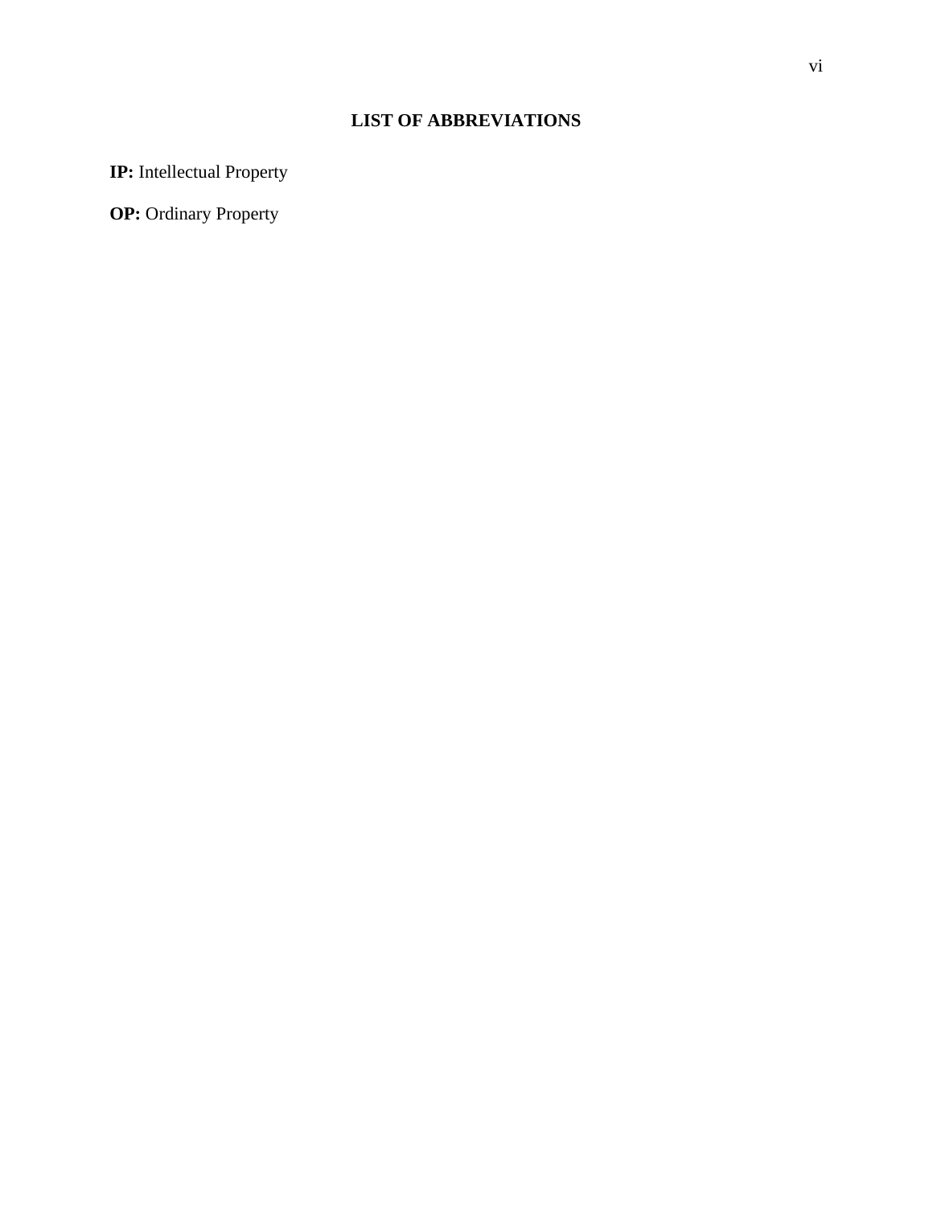# LIST OF ABBREVIATIONS

**IP:** Intellectual Property

**OP:** Ordinary Property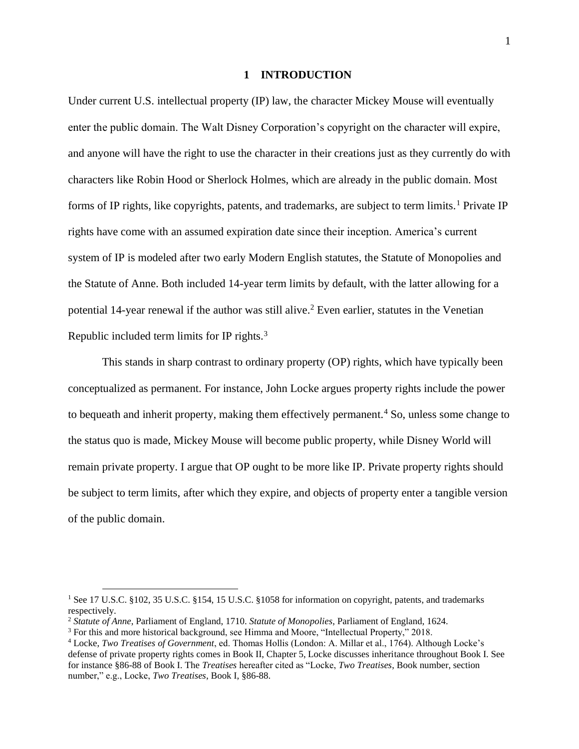# 1 INTRODUCTION

Under current U.S. intellectual property (IP) law, the character Mickey Mouse will eventually enter the public domain. The Walt Disney Corporation's copyright on the character will expire, and anyone will have the right to use the character in their creations just as they currently do with characters like Robin Hood or Sherlock Holmes, which are already in the public domain. Most forms of IP rights, like copyrights, patents, and trademarks, are subject to term limits.[1] Private IP rights have come with an assumed expiration date since their inception. America's current system of IP is modeled after two early Modern English statutes, the Statute of Monopolies and the Statute of Anne. Both included 14-year term limits by default, with the latter allowing for a potential 14-year renewal if the author was still alive.[2] Even earlier, statutes in the Venetian Republic included term limits for IP rights.[3]

This stands in sharp contrast to ordinary property (OP) rights, which have typically been conceptualized as permanent. For instance, John Locke argues property rights include the power to bequeath and inherit property, making them effectively permanent.[4] So, unless some change to the status quo is made, Mickey Mouse will become public property, while Disney World will remain private property. I argue that OP ought to be more like IP. Private property rights should be subject to term limits, after which they expire, and objects of property enter a tangible version of the public domain.

---

[1] See 17 U.S.C. §102, 35 U.S.C. §154, 15 U.S.C. §1058 for information on copyright, patents, and trademarks respectively.

[2] *Statute of Anne*, Parliament of England, 1710. *Statute of Monopolies*, Parliament of England, 1624.

[3] For this and more historical background, see Himma and Moore, "Intellectual Property," 2018.

[4] Locke, *Two Treatises of Government*, ed. Thomas Hollis (London: A. Millar et al., 1764). Although Locke's defense of private property rights comes in Book II, Chapter 5, Locke discusses inheritance throughout Book I. See for instance §86-88 of Book I. The *Treatises* hereafter cited as "Locke, *Two Treatises*, Book number, section number," e.g., Locke, *Two Treatises*, Book I, §86-88.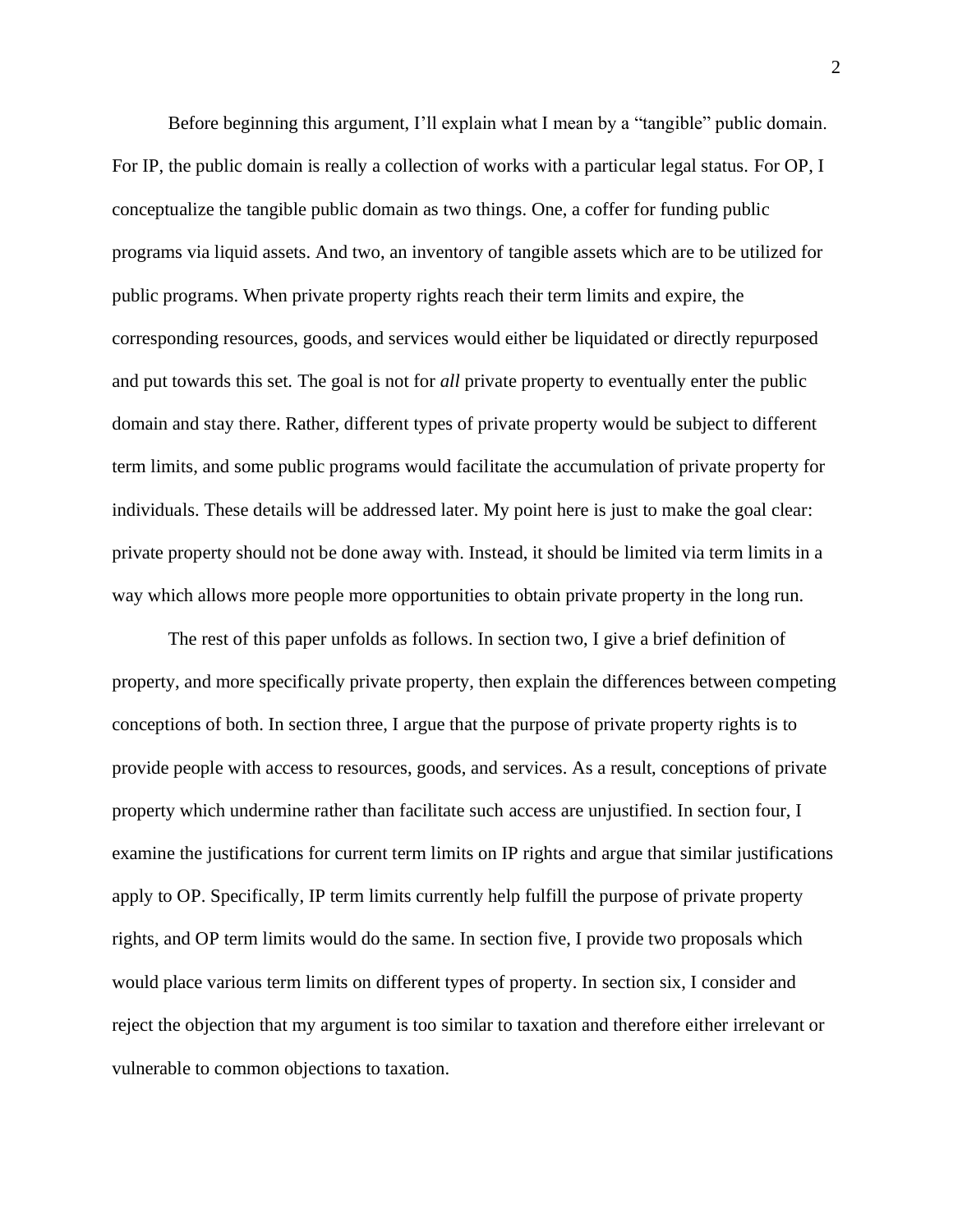Before beginning this argument, I'll explain what I mean by a "tangible" public domain. For IP, the public domain is really a collection of works with a particular legal status. For OP, I conceptualize the tangible public domain as two things. One, a coffer for funding public programs via liquid assets. And two, an inventory of tangible assets which are to be utilized for public programs. When private property rights reach their term limits and expire, the corresponding resources, goods, and services would either be liquidated or directly repurposed and put towards this set. The goal is not for *all* private property to eventually enter the public domain and stay there. Rather, different types of private property would be subject to different term limits, and some public programs would facilitate the accumulation of private property for individuals. These details will be addressed later. My point here is just to make the goal clear: private property should not be done away with. Instead, it should be limited via term limits in a way which allows more people more opportunities to obtain private property in the long run.

The rest of this paper unfolds as follows. In section two, I give a brief definition of property, and more specifically private property, then explain the differences between competing conceptions of both. In section three, I argue that the purpose of private property rights is to provide people with access to resources, goods, and services. As a result, conceptions of private property which undermine rather than facilitate such access are unjustified. In section four, I examine the justifications for current term limits on IP rights and argue that similar justifications apply to OP. Specifically, IP term limits currently help fulfill the purpose of private property rights, and OP term limits would do the same. In section five, I provide two proposals which would place various term limits on different types of property. In section six, I consider and reject the objection that my argument is too similar to taxation and therefore either irrelevant or vulnerable to common objections to taxation.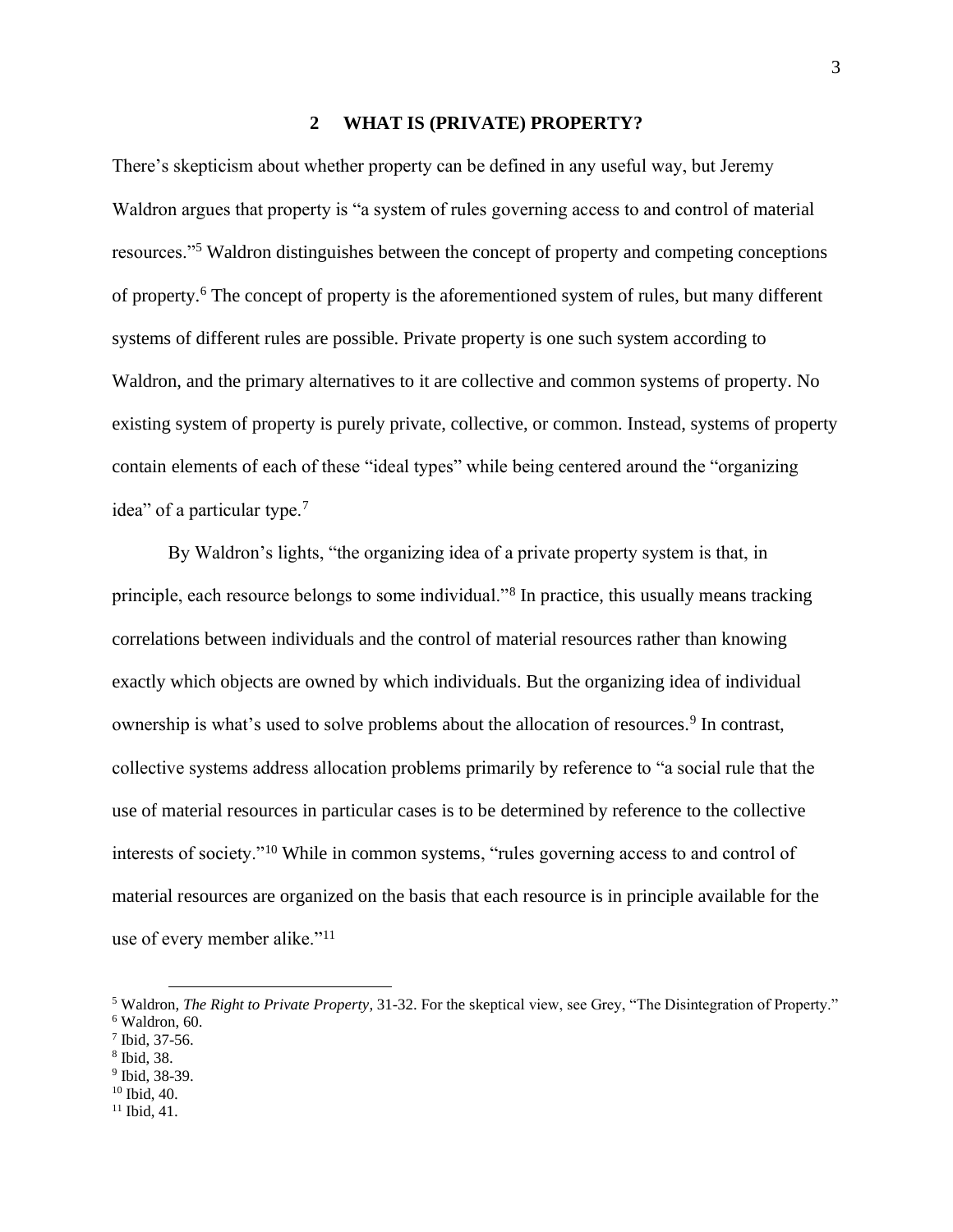## 2 WHAT IS (PRIVATE) PROPERTY?

There's skepticism about whether property can be defined in any useful way, but Jeremy Waldron argues that property is "a system of rules governing access to and control of material resources."[5] Waldron distinguishes between the concept of property and competing conceptions of property.[6] The concept of property is the aforementioned system of rules, but many different systems of different rules are possible. Private property is one such system according to Waldron, and the primary alternatives to it are collective and common systems of property. No existing system of property is purely private, collective, or common. Instead, systems of property contain elements of each of these "ideal types" while being centered around the "organizing idea" of a particular type.[7]

By Waldron's lights, "the organizing idea of a private property system is that, in principle, each resource belongs to some individual."[8] In practice, this usually means tracking correlations between individuals and the control of material resources rather than knowing exactly which objects are owned by which individuals. But the organizing idea of individual ownership is what's used to solve problems about the allocation of resources.[9] In contrast, collective systems address allocation problems primarily by reference to "a social rule that the use of material resources in particular cases is to be determined by reference to the collective interests of society."[10] While in common systems, "rules governing access to and control of material resources are organized on the basis that each resource is in principle available for the use of every member alike."[11]

---

[5] Waldron, *The Right to Private Property*, 31-32. For the skeptical view, see Grey, "The Disintegration of Property."
[6] Waldron, 60.
[7] Ibid, 37-56.
[8] Ibid, 38.
[9] Ibid, 38-39.
[10] Ibid, 40.
[11] Ibid, 41.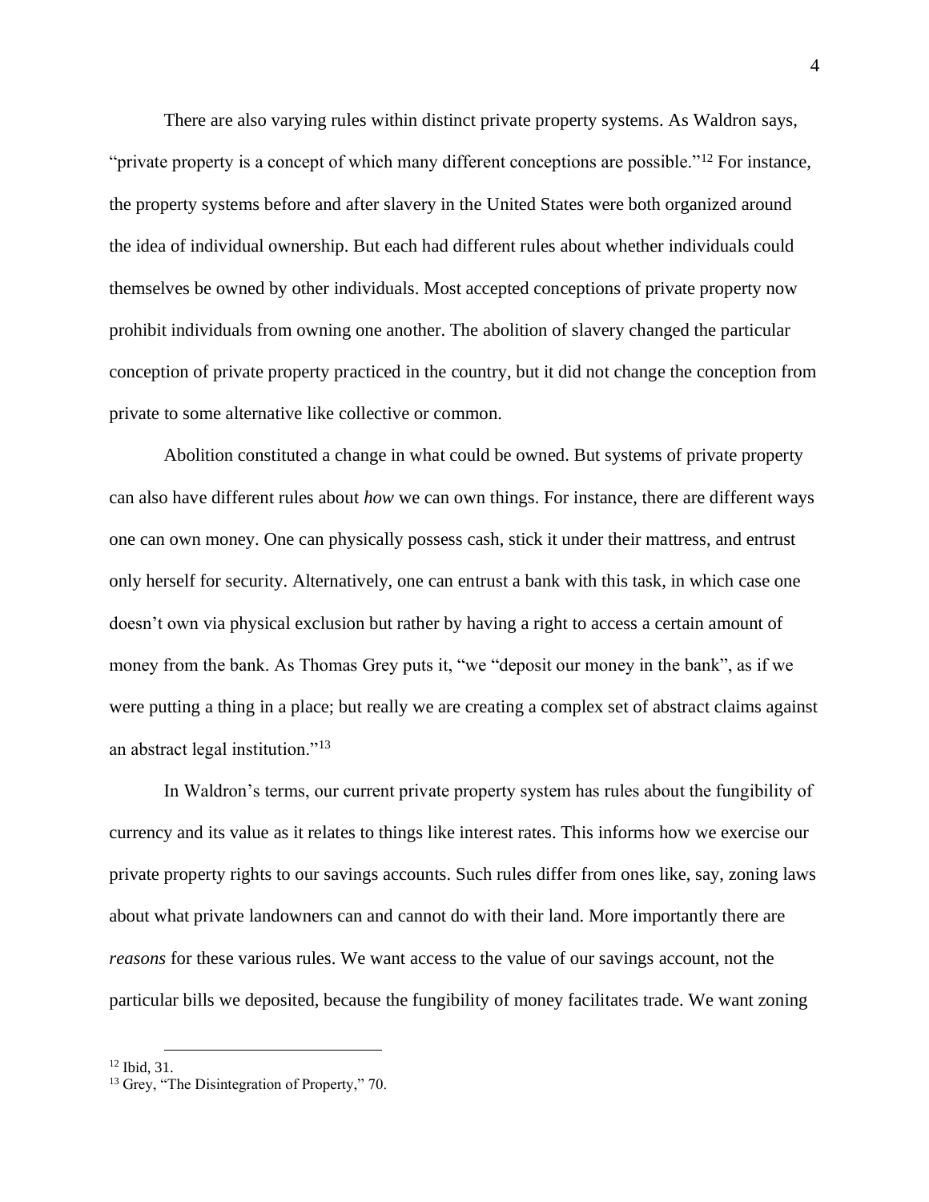There are also varying rules within distinct private property systems. As Waldron says, "private property is a concept of which many different conceptions are possible."[12] For instance, the property systems before and after slavery in the United States were both organized around the idea of individual ownership. But each had different rules about whether individuals could themselves be owned by other individuals. Most accepted conceptions of private property now prohibit individuals from owning one another. The abolition of slavery changed the particular conception of private property practiced in the country, but it did not change the conception from private to some alternative like collective or common.

Abolition constituted a change in what could be owned. But systems of private property can also have different rules about *how* we can own things. For instance, there are different ways one can own money. One can physically possess cash, stick it under their mattress, and entrust only herself for security. Alternatively, one can entrust a bank with this task, in which case one doesn't own via physical exclusion but rather by having a right to access a certain amount of money from the bank. As Thomas Grey puts it, "we "deposit our money in the bank", as if we were putting a thing in a place; but really we are creating a complex set of abstract claims against an abstract legal institution."[13]

In Waldron's terms, our current private property system has rules about the fungibility of currency and its value as it relates to things like interest rates. This informs how we exercise our private property rights to our savings accounts. Such rules differ from ones like, say, zoning laws about what private landowners can and cannot do with their land. More importantly there are *reasons* for these various rules. We want access to the value of our savings account, not the particular bills we deposited, because the fungibility of money facilitates trade. We want zoning

---

[12] Ibid, 31.

[13] Grey, "The Disintegration of Property," 70.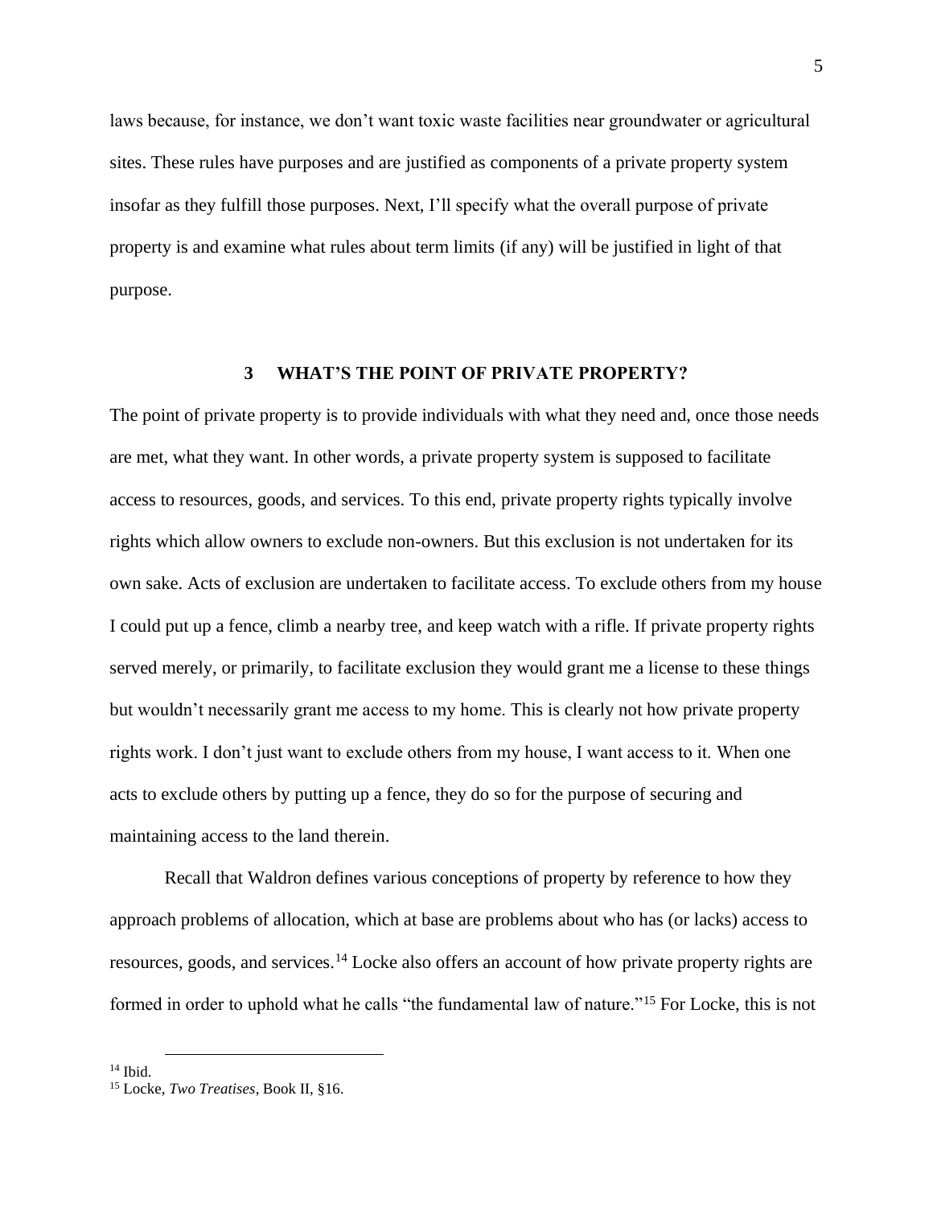laws because, for instance, we don't want toxic waste facilities near groundwater or agricultural sites. These rules have purposes and are justified as components of a private property system insofar as they fulfill those purposes. Next, I'll specify what the overall purpose of private property is and examine what rules about term limits (if any) will be justified in light of that purpose.

## 3 WHAT'S THE POINT OF PRIVATE PROPERTY?

The point of private property is to provide individuals with what they need and, once those needs are met, what they want. In other words, a private property system is supposed to facilitate access to resources, goods, and services. To this end, private property rights typically involve rights which allow owners to exclude non-owners. But this exclusion is not undertaken for its own sake. Acts of exclusion are undertaken to facilitate access. To exclude others from my house I could put up a fence, climb a nearby tree, and keep watch with a rifle. If private property rights served merely, or primarily, to facilitate exclusion they would grant me a license to these things but wouldn't necessarily grant me access to my home. This is clearly not how private property rights work. I don't just want to exclude others from my house, I want access to it. When one acts to exclude others by putting up a fence, they do so for the purpose of securing and maintaining access to the land therein.

Recall that Waldron defines various conceptions of property by reference to how they approach problems of allocation, which at base are problems about who has (or lacks) access to resources, goods, and services.[14] Locke also offers an account of how private property rights are formed in order to uphold what he calls "the fundamental law of nature."[15] For Locke, this is not

[14] Ibid.

[15] Locke, *Two Treatises*, Book II, §16.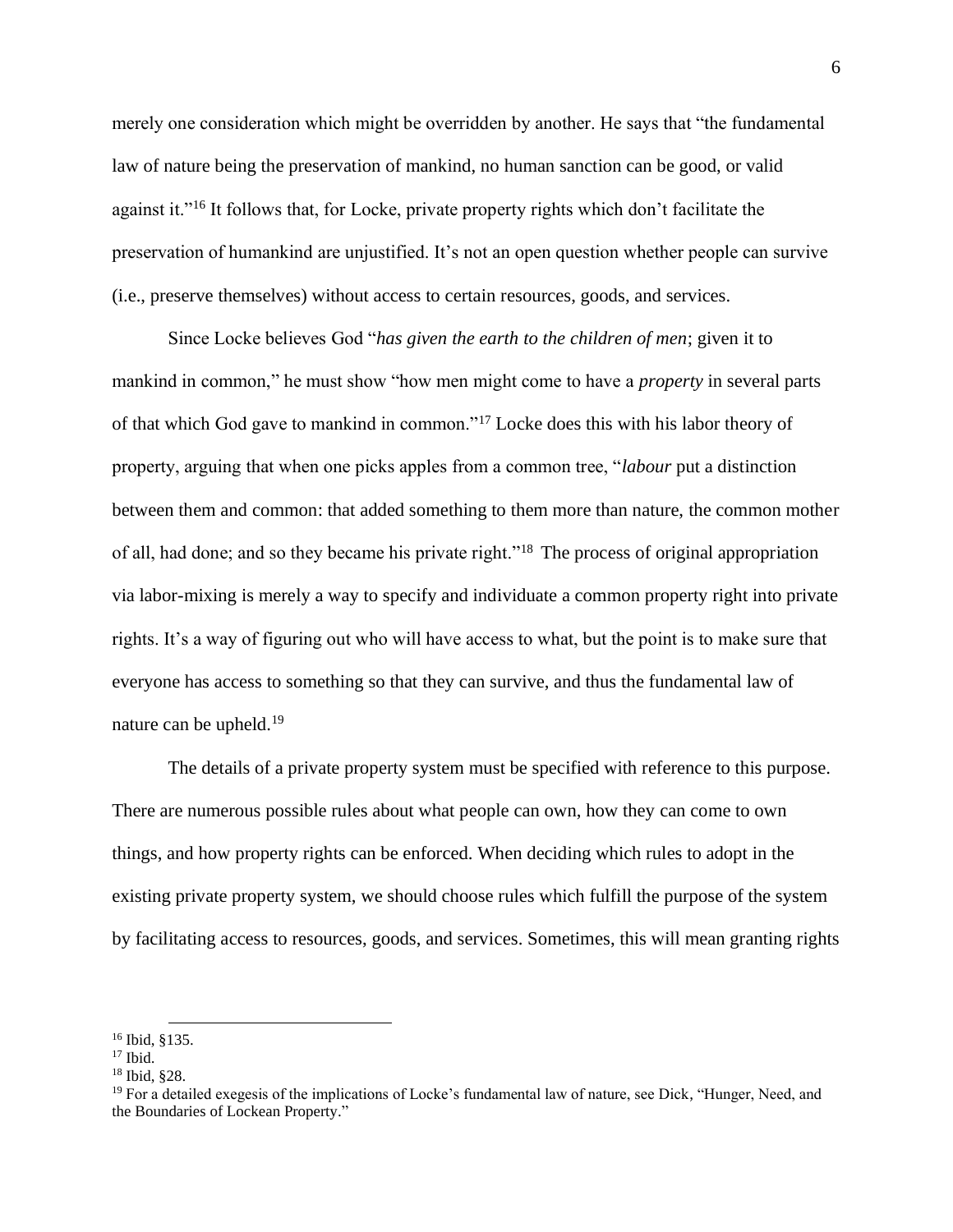merely one consideration which might be overridden by another. He says that "the fundamental law of nature being the preservation of mankind, no human sanction can be good, or valid against it."[16] It follows that, for Locke, private property rights which don't facilitate the preservation of humankind are unjustified. It's not an open question whether people can survive (i.e., preserve themselves) without access to certain resources, goods, and services.

Since Locke believes God "*has given the earth to the children of men*; given it to mankind in common," he must show "how men might come to have a *property* in several parts of that which God gave to mankind in common."[17] Locke does this with his labor theory of property, arguing that when one picks apples from a common tree, "*labour* put a distinction between them and common: that added something to them more than nature, the common mother of all, had done; and so they became his private right."[18] The process of original appropriation via labor-mixing is merely a way to specify and individuate a common property right into private rights. It's a way of figuring out who will have access to what, but the point is to make sure that everyone has access to something so that they can survive, and thus the fundamental law of nature can be upheld.[19]

The details of a private property system must be specified with reference to this purpose. There are numerous possible rules about what people can own, how they can come to own things, and how property rights can be enforced. When deciding which rules to adopt in the existing private property system, we should choose rules which fulfill the purpose of the system by facilitating access to resources, goods, and services. Sometimes, this will mean granting rights

---

[16] Ibid, §135.

[17] Ibid.

[18] Ibid, §28.

[19] For a detailed exegesis of the implications of Locke's fundamental law of nature, see Dick, "Hunger, Need, and the Boundaries of Lockean Property."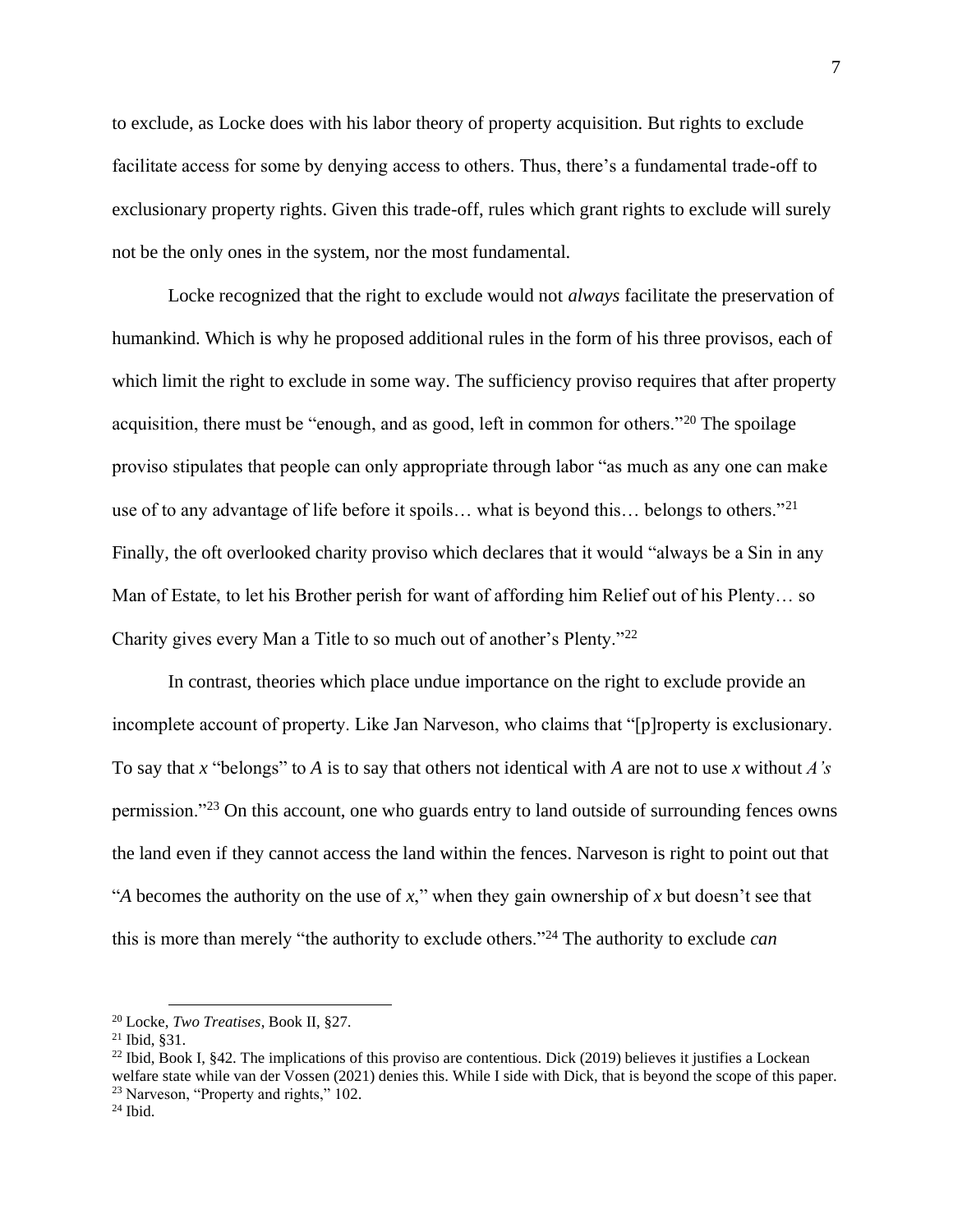to exclude, as Locke does with his labor theory of property acquisition. But rights to exclude facilitate access for some by denying access to others. Thus, there's a fundamental trade-off to exclusionary property rights. Given this trade-off, rules which grant rights to exclude will surely not be the only ones in the system, nor the most fundamental.

Locke recognized that the right to exclude would not *always* facilitate the preservation of humankind. Which is why he proposed additional rules in the form of his three provisos, each of which limit the right to exclude in some way. The sufficiency proviso requires that after property acquisition, there must be "enough, and as good, left in common for others."[20] The spoilage proviso stipulates that people can only appropriate through labor "as much as any one can make use of to any advantage of life before it spoils… what is beyond this… belongs to others."[21] Finally, the oft overlooked charity proviso which declares that it would "always be a Sin in any Man of Estate, to let his Brother perish for want of affording him Relief out of his Plenty… so Charity gives every Man a Title to so much out of another's Plenty."[22]

In contrast, theories which place undue importance on the right to exclude provide an incomplete account of property. Like Jan Narveson, who claims that "[p]roperty is exclusionary. To say that *x* "belongs" to *A* is to say that others not identical with *A* are not to use *x* without *A's* permission."[23] On this account, one who guards entry to land outside of surrounding fences owns the land even if they cannot access the land within the fences. Narveson is right to point out that "*A* becomes the authority on the use of *x*," when they gain ownership of *x* but doesn't see that this is more than merely "the authority to exclude others."[24] The authority to exclude *can*

---

[20] Locke, *Two Treatises*, Book II, §27.

[21] Ibid, §31.

[22] Ibid, Book I, §42. The implications of this proviso are contentious. Dick (2019) believes it justifies a Lockean welfare state while van der Vossen (2021) denies this. While I side with Dick, that is beyond the scope of this paper.

[23] Narveson, "Property and rights," 102.

[24] Ibid.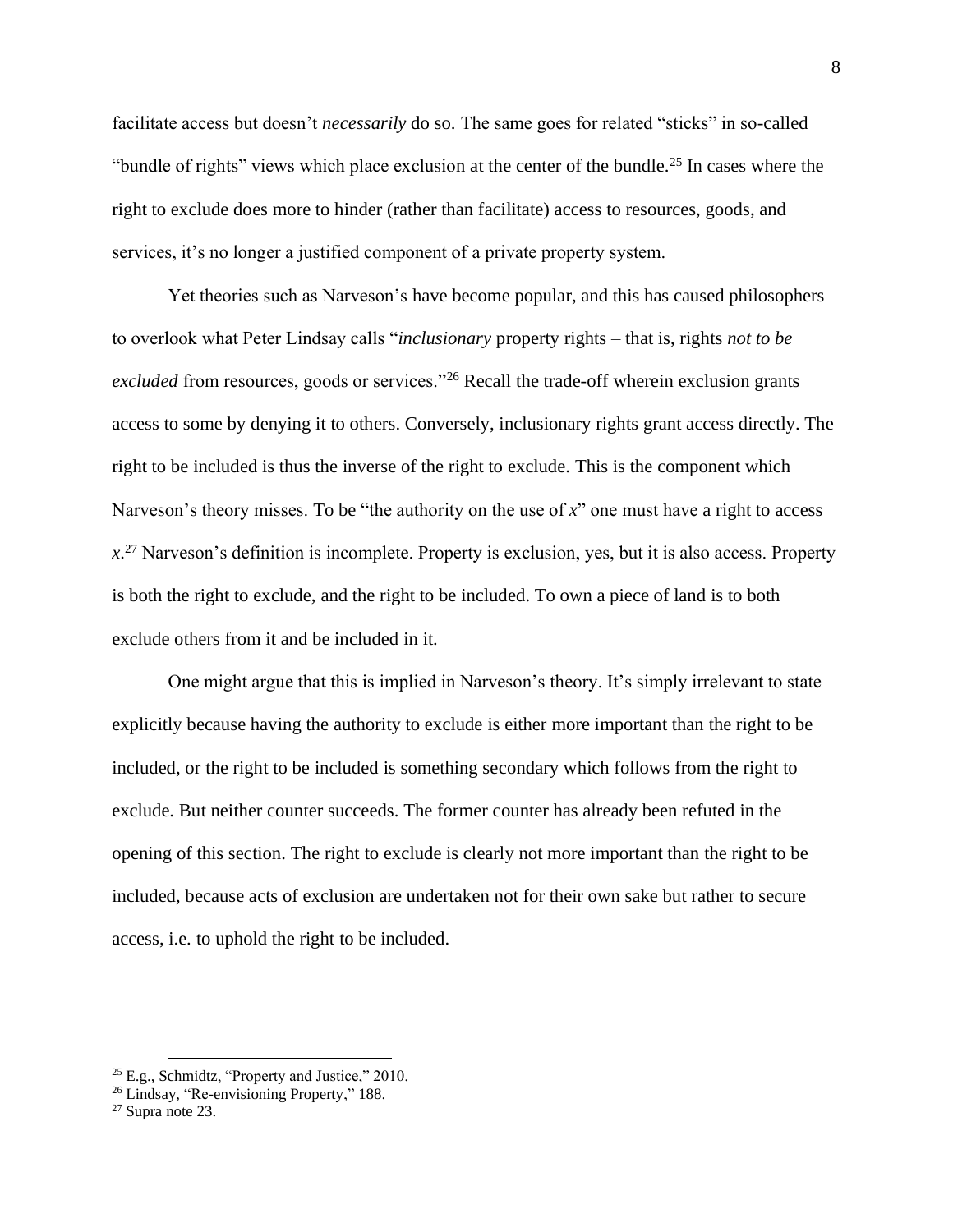facilitate access but doesn't *necessarily* do so. The same goes for related "sticks" in so-called "bundle of rights" views which place exclusion at the center of the bundle.[25] In cases where the right to exclude does more to hinder (rather than facilitate) access to resources, goods, and services, it's no longer a justified component of a private property system.

Yet theories such as Narveson's have become popular, and this has caused philosophers to overlook what Peter Lindsay calls "*inclusionary* property rights – that is, rights *not to be excluded* from resources, goods or services."[26] Recall the trade-off wherein exclusion grants access to some by denying it to others. Conversely, inclusionary rights grant access directly. The right to be included is thus the inverse of the right to exclude. This is the component which Narveson's theory misses. To be "the authority on the use of *x*" one must have a right to access *x*.[27] Narveson's definition is incomplete. Property is exclusion, yes, but it is also access. Property is both the right to exclude, and the right to be included. To own a piece of land is to both exclude others from it and be included in it.

One might argue that this is implied in Narveson's theory. It's simply irrelevant to state explicitly because having the authority to exclude is either more important than the right to be included, or the right to be included is something secondary which follows from the right to exclude. But neither counter succeeds. The former counter has already been refuted in the opening of this section. The right to exclude is clearly not more important than the right to be included, because acts of exclusion are undertaken not for their own sake but rather to secure access, i.e. to uphold the right to be included.

[25] E.g., Schmidtz, "Property and Justice," 2010.

[26] Lindsay, "Re-envisioning Property," 188.

[27] Supra note 23.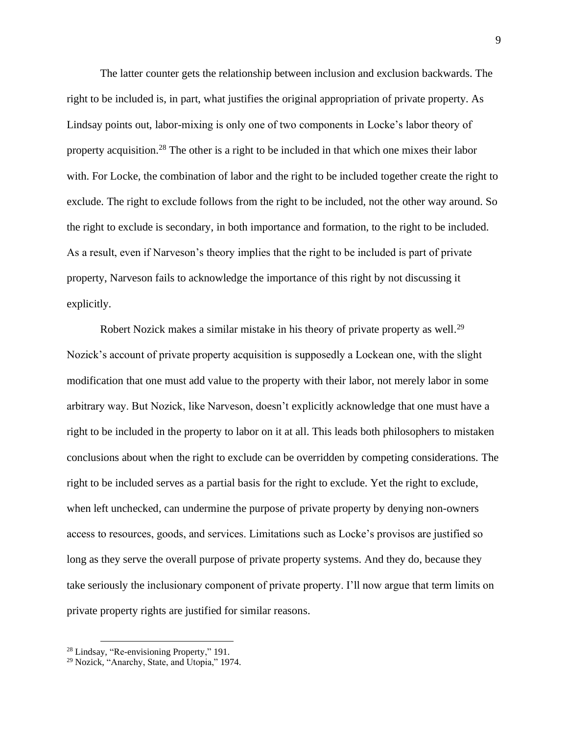The latter counter gets the relationship between inclusion and exclusion backwards. The right to be included is, in part, what justifies the original appropriation of private property. As Lindsay points out, labor-mixing is only one of two components in Locke's labor theory of property acquisition.[28] The other is a right to be included in that which one mixes their labor with. For Locke, the combination of labor and the right to be included together create the right to exclude. The right to exclude follows from the right to be included, not the other way around. So the right to exclude is secondary, in both importance and formation, to the right to be included. As a result, even if Narveson's theory implies that the right to be included is part of private property, Narveson fails to acknowledge the importance of this right by not discussing it explicitly.

Robert Nozick makes a similar mistake in his theory of private property as well.[29] Nozick's account of private property acquisition is supposedly a Lockean one, with the slight modification that one must add value to the property with their labor, not merely labor in some arbitrary way. But Nozick, like Narveson, doesn't explicitly acknowledge that one must have a right to be included in the property to labor on it at all. This leads both philosophers to mistaken conclusions about when the right to exclude can be overridden by competing considerations. The right to be included serves as a partial basis for the right to exclude. Yet the right to exclude, when left unchecked, can undermine the purpose of private property by denying non-owners access to resources, goods, and services. Limitations such as Locke's provisos are justified so long as they serve the overall purpose of private property systems. And they do, because they take seriously the inclusionary component of private property. I'll now argue that term limits on private property rights are justified for similar reasons.

[28] Lindsay, "Re-envisioning Property," 191.

[29] Nozick, "Anarchy, State, and Utopia," 1974.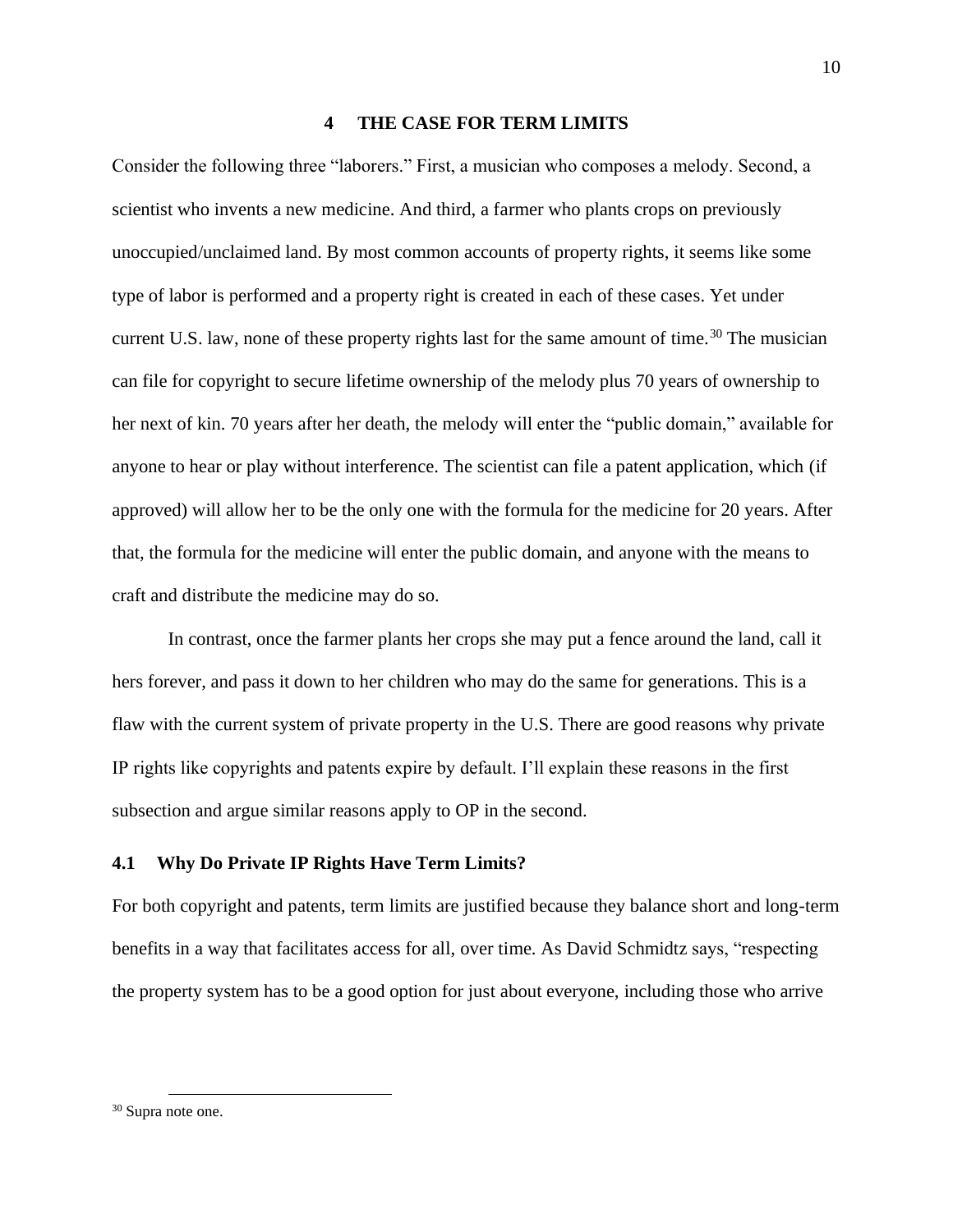## 4 THE CASE FOR TERM LIMITS

Consider the following three "laborers." First, a musician who composes a melody. Second, a scientist who invents a new medicine. And third, a farmer who plants crops on previously unoccupied/unclaimed land. By most common accounts of property rights, it seems like some type of labor is performed and a property right is created in each of these cases. Yet under current U.S. law, none of these property rights last for the same amount of time.[30] The musician can file for copyright to secure lifetime ownership of the melody plus 70 years of ownership to her next of kin. 70 years after her death, the melody will enter the "public domain," available for anyone to hear or play without interference. The scientist can file a patent application, which (if approved) will allow her to be the only one with the formula for the medicine for 20 years. After that, the formula for the medicine will enter the public domain, and anyone with the means to craft and distribute the medicine may do so.

In contrast, once the farmer plants her crops she may put a fence around the land, call it hers forever, and pass it down to her children who may do the same for generations. This is a flaw with the current system of private property in the U.S. There are good reasons why private IP rights like copyrights and patents expire by default. I'll explain these reasons in the first subsection and argue similar reasons apply to OP in the second.

### 4.1 Why Do Private IP Rights Have Term Limits?

For both copyright and patents, term limits are justified because they balance short and long-term benefits in a way that facilitates access for all, over time. As David Schmidtz says, "respecting the property system has to be a good option for just about everyone, including those who arrive

[30] Supra note one.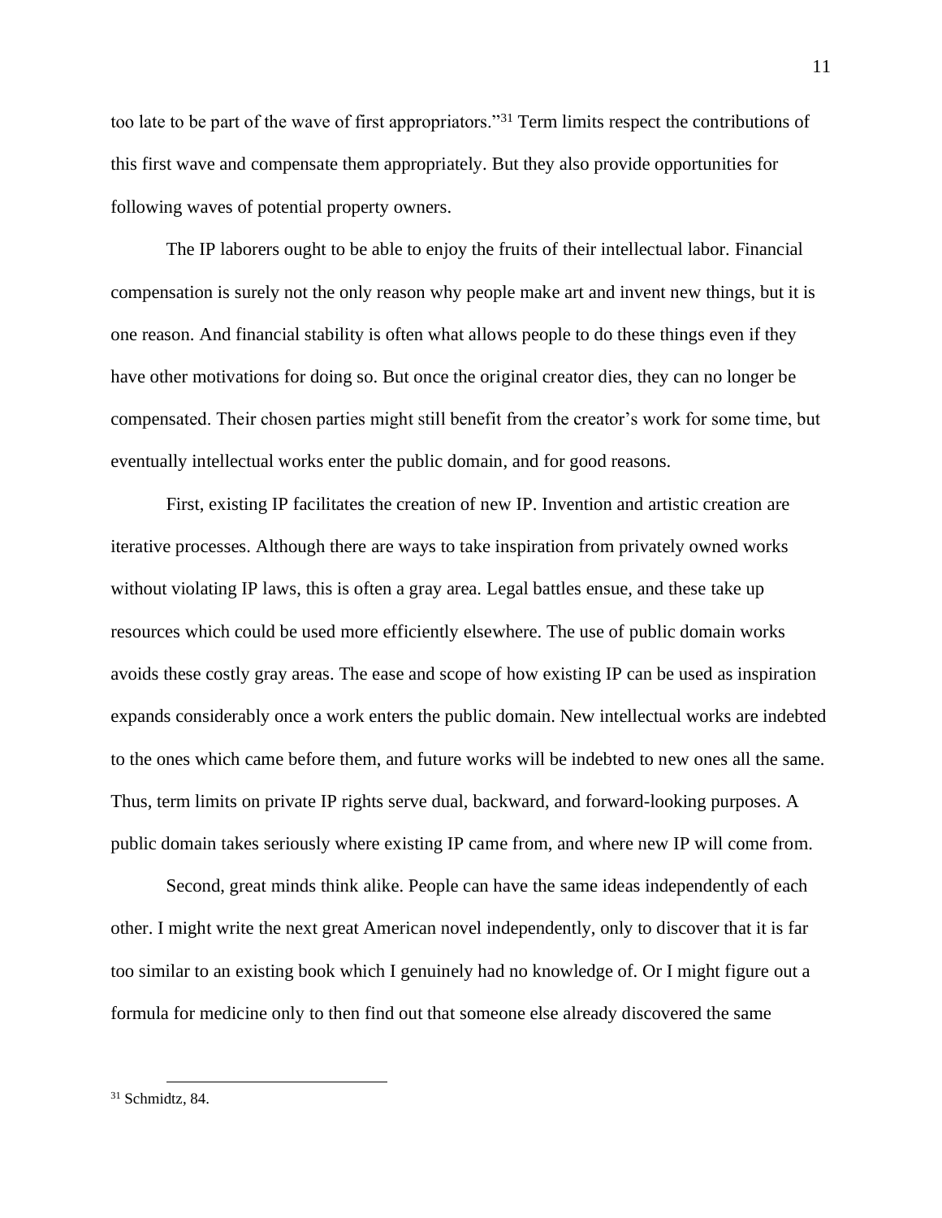too late to be part of the wave of first appropriators."[31] Term limits respect the contributions of this first wave and compensate them appropriately. But they also provide opportunities for following waves of potential property owners.

The IP laborers ought to be able to enjoy the fruits of their intellectual labor. Financial compensation is surely not the only reason why people make art and invent new things, but it is one reason. And financial stability is often what allows people to do these things even if they have other motivations for doing so. But once the original creator dies, they can no longer be compensated. Their chosen parties might still benefit from the creator's work for some time, but eventually intellectual works enter the public domain, and for good reasons.

First, existing IP facilitates the creation of new IP. Invention and artistic creation are iterative processes. Although there are ways to take inspiration from privately owned works without violating IP laws, this is often a gray area. Legal battles ensue, and these take up resources which could be used more efficiently elsewhere. The use of public domain works avoids these costly gray areas. The ease and scope of how existing IP can be used as inspiration expands considerably once a work enters the public domain. New intellectual works are indebted to the ones which came before them, and future works will be indebted to new ones all the same. Thus, term limits on private IP rights serve dual, backward, and forward-looking purposes. A public domain takes seriously where existing IP came from, and where new IP will come from.

Second, great minds think alike. People can have the same ideas independently of each other. I might write the next great American novel independently, only to discover that it is far too similar to an existing book which I genuinely had no knowledge of. Or I might figure out a formula for medicine only to then find out that someone else already discovered the same

---

[31] Schmidtz, 84.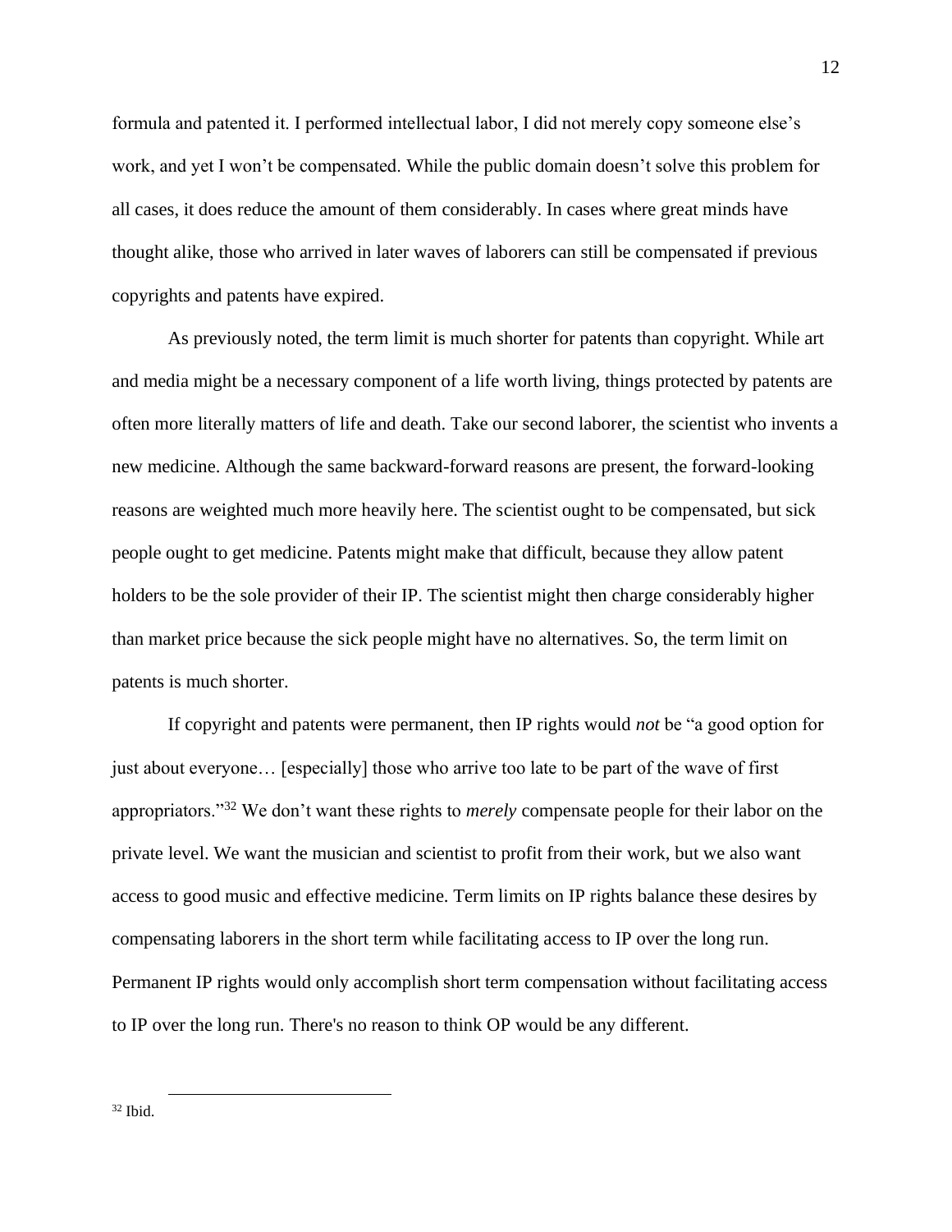formula and patented it. I performed intellectual labor, I did not merely copy someone else's work, and yet I won't be compensated. While the public domain doesn't solve this problem for all cases, it does reduce the amount of them considerably. In cases where great minds have thought alike, those who arrived in later waves of laborers can still be compensated if previous copyrights and patents have expired.

As previously noted, the term limit is much shorter for patents than copyright. While art and media might be a necessary component of a life worth living, things protected by patents are often more literally matters of life and death. Take our second laborer, the scientist who invents a new medicine. Although the same backward-forward reasons are present, the forward-looking reasons are weighted much more heavily here. The scientist ought to be compensated, but sick people ought to get medicine. Patents might make that difficult, because they allow patent holders to be the sole provider of their IP. The scientist might then charge considerably higher than market price because the sick people might have no alternatives. So, the term limit on patents is much shorter.

If copyright and patents were permanent, then IP rights would *not* be "a good option for just about everyone… [especially] those who arrive too late to be part of the wave of first appropriators."[32] We don't want these rights to *merely* compensate people for their labor on the private level. We want the musician and scientist to profit from their work, but we also want access to good music and effective medicine. Term limits on IP rights balance these desires by compensating laborers in the short term while facilitating access to IP over the long run. Permanent IP rights would only accomplish short term compensation without facilitating access to IP over the long run. There's no reason to think OP would be any different.

---

[32] Ibid.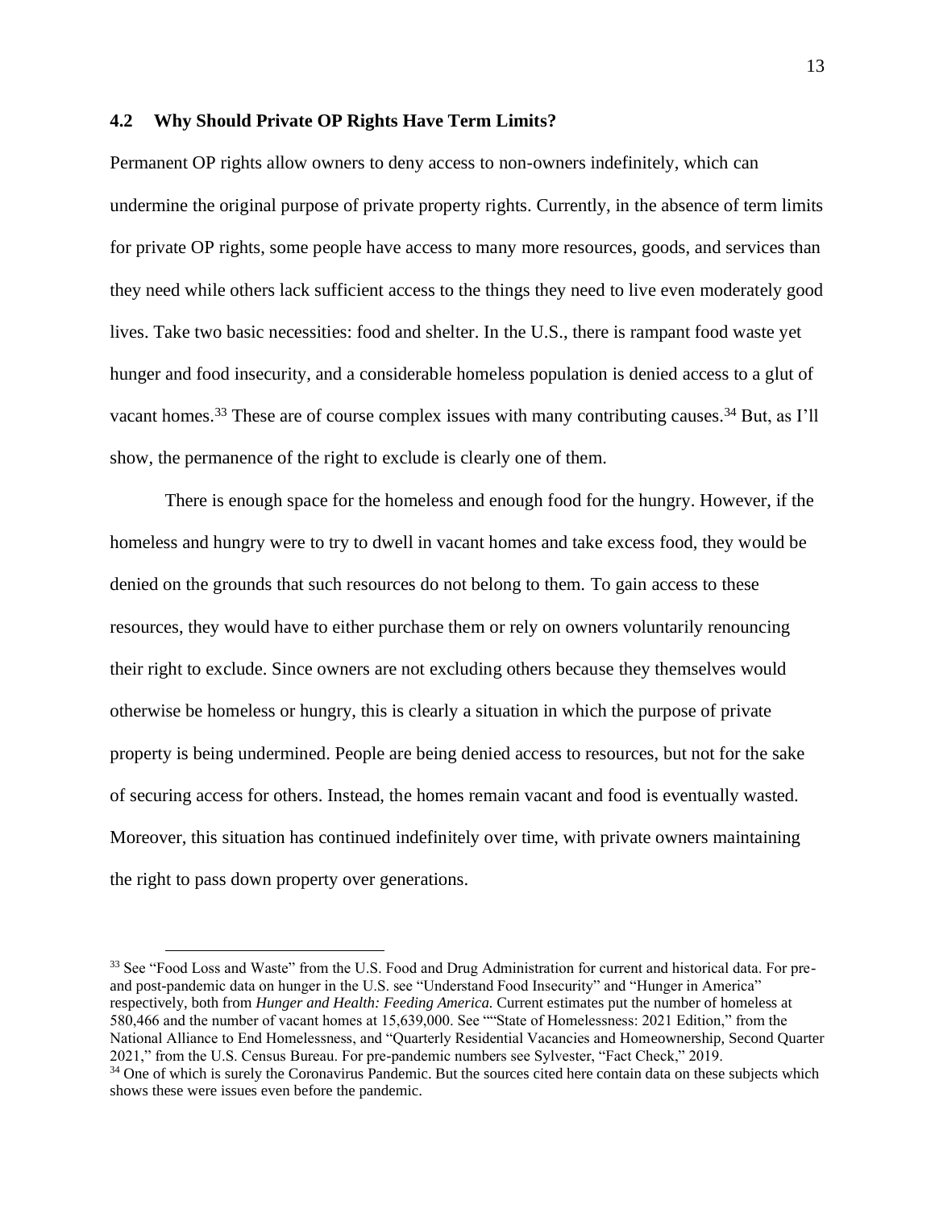### 4.2 Why Should Private OP Rights Have Term Limits?

Permanent OP rights allow owners to deny access to non-owners indefinitely, which can undermine the original purpose of private property rights. Currently, in the absence of term limits for private OP rights, some people have access to many more resources, goods, and services than they need while others lack sufficient access to the things they need to live even moderately good lives. Take two basic necessities: food and shelter. In the U.S., there is rampant food waste yet hunger and food insecurity, and a considerable homeless population is denied access to a glut of vacant homes.[33] These are of course complex issues with many contributing causes.[34] But, as I'll show, the permanence of the right to exclude is clearly one of them.

There is enough space for the homeless and enough food for the hungry. However, if the homeless and hungry were to try to dwell in vacant homes and take excess food, they would be denied on the grounds that such resources do not belong to them. To gain access to these resources, they would have to either purchase them or rely on owners voluntarily renouncing their right to exclude. Since owners are not excluding others because they themselves would otherwise be homeless or hungry, this is clearly a situation in which the purpose of private property is being undermined. People are being denied access to resources, but not for the sake of securing access for others. Instead, the homes remain vacant and food is eventually wasted. Moreover, this situation has continued indefinitely over time, with private owners maintaining the right to pass down property over generations.

---

[33] See "Food Loss and Waste" from the U.S. Food and Drug Administration for current and historical data. For pre- and post-pandemic data on hunger in the U.S. see "Understand Food Insecurity" and "Hunger in America" respectively, both from *Hunger and Health: Feeding America.* Current estimates put the number of homeless at 580,466 and the number of vacant homes at 15,639,000. See ""State of Homelessness: 2021 Edition," from the National Alliance to End Homelessness, and "Quarterly Residential Vacancies and Homeownership, Second Quarter 2021," from the U.S. Census Bureau. For pre-pandemic numbers see Sylvester, "Fact Check," 2019.

[34] One of which is surely the Coronavirus Pandemic. But the sources cited here contain data on these subjects which shows these were issues even before the pandemic.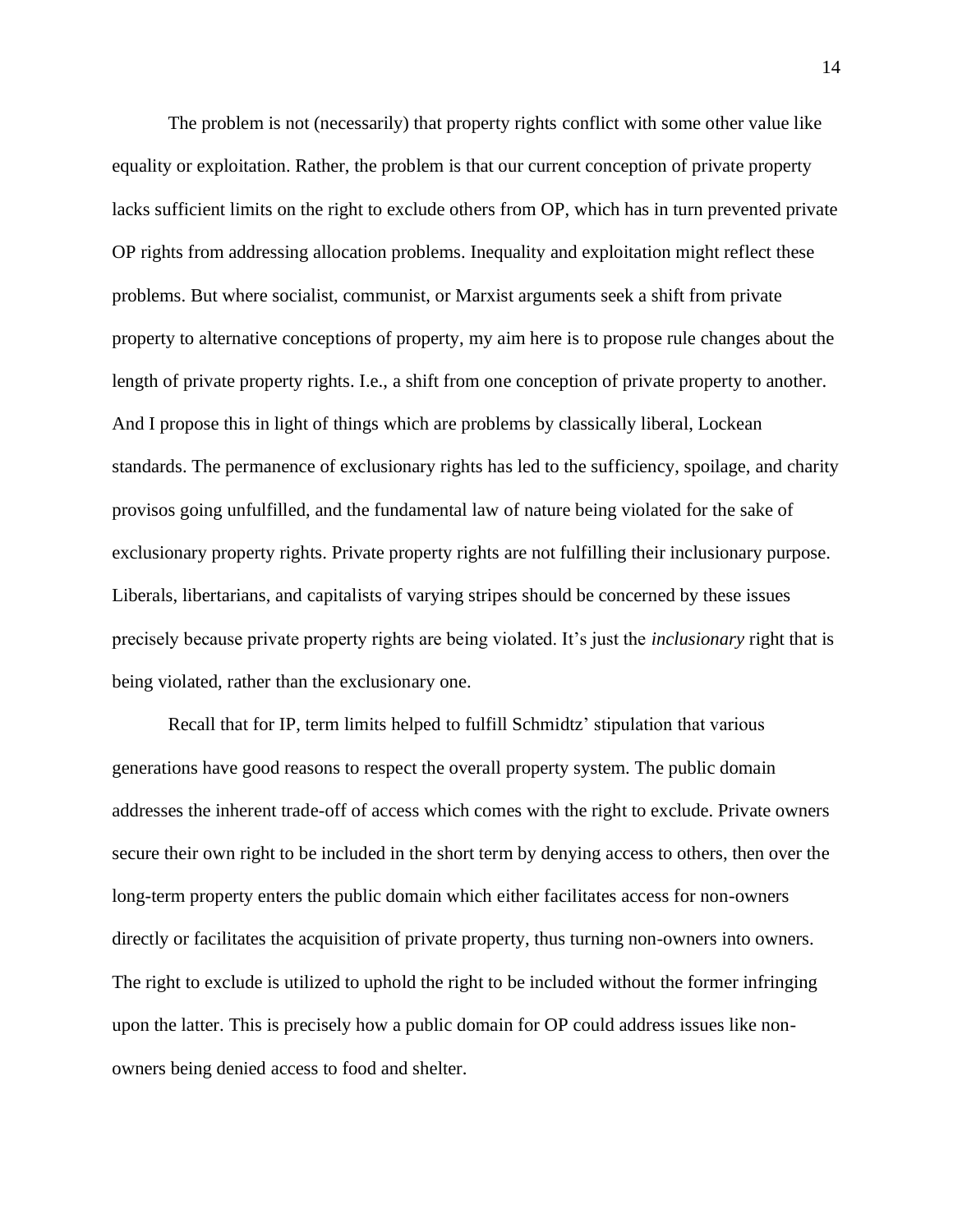The problem is not (necessarily) that property rights conflict with some other value like equality or exploitation. Rather, the problem is that our current conception of private property lacks sufficient limits on the right to exclude others from OP, which has in turn prevented private OP rights from addressing allocation problems. Inequality and exploitation might reflect these problems. But where socialist, communist, or Marxist arguments seek a shift from private property to alternative conceptions of property, my aim here is to propose rule changes about the length of private property rights. I.e., a shift from one conception of private property to another. And I propose this in light of things which are problems by classically liberal, Lockean standards. The permanence of exclusionary rights has led to the sufficiency, spoilage, and charity provisos going unfulfilled, and the fundamental law of nature being violated for the sake of exclusionary property rights. Private property rights are not fulfilling their inclusionary purpose. Liberals, libertarians, and capitalists of varying stripes should be concerned by these issues precisely because private property rights are being violated. It's just the *inclusionary* right that is being violated, rather than the exclusionary one.

Recall that for IP, term limits helped to fulfill Schmidtz' stipulation that various generations have good reasons to respect the overall property system. The public domain addresses the inherent trade-off of access which comes with the right to exclude. Private owners secure their own right to be included in the short term by denying access to others, then over the long-term property enters the public domain which either facilitates access for non-owners directly or facilitates the acquisition of private property, thus turning non-owners into owners. The right to exclude is utilized to uphold the right to be included without the former infringing upon the latter. This is precisely how a public domain for OP could address issues like non-owners being denied access to food and shelter.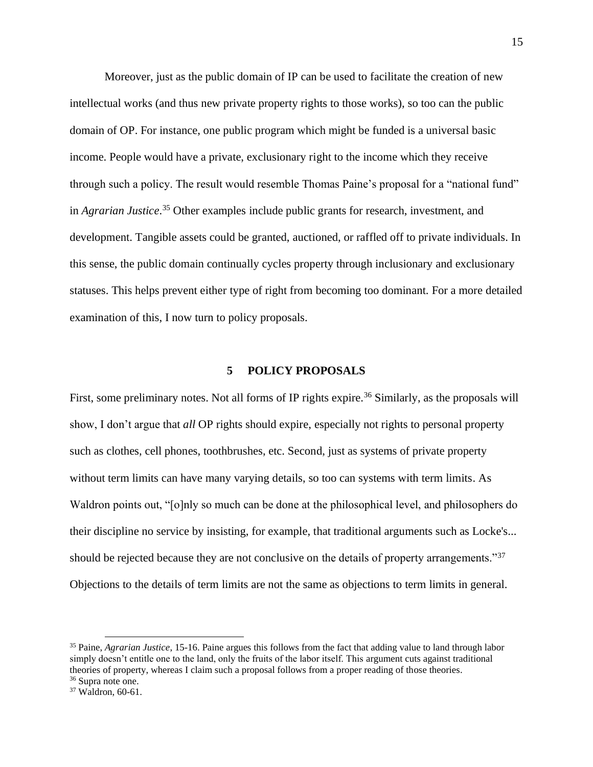Moreover, just as the public domain of IP can be used to facilitate the creation of new intellectual works (and thus new private property rights to those works), so too can the public domain of OP. For instance, one public program which might be funded is a universal basic income. People would have a private, exclusionary right to the income which they receive through such a policy. The result would resemble Thomas Paine's proposal for a "national fund" in *Agrarian Justice*.[35] Other examples include public grants for research, investment, and development. Tangible assets could be granted, auctioned, or raffled off to private individuals. In this sense, the public domain continually cycles property through inclusionary and exclusionary statuses. This helps prevent either type of right from becoming too dominant. For a more detailed examination of this, I now turn to policy proposals.

## 5 POLICY PROPOSALS

First, some preliminary notes. Not all forms of IP rights expire.[36] Similarly, as the proposals will show, I don't argue that *all* OP rights should expire, especially not rights to personal property such as clothes, cell phones, toothbrushes, etc. Second, just as systems of private property without term limits can have many varying details, so too can systems with term limits. As Waldron points out, "[o]nly so much can be done at the philosophical level, and philosophers do their discipline no service by insisting, for example, that traditional arguments such as Locke's... should be rejected because they are not conclusive on the details of property arrangements."[37] Objections to the details of term limits are not the same as objections to term limits in general.

---

[35] Paine, *Agrarian Justice*, 15-16. Paine argues this follows from the fact that adding value to land through labor simply doesn't entitle one to the land, only the fruits of the labor itself. This argument cuts against traditional theories of property, whereas I claim such a proposal follows from a proper reading of those theories.

[36] Supra note one.

[37] Waldron, 60-61.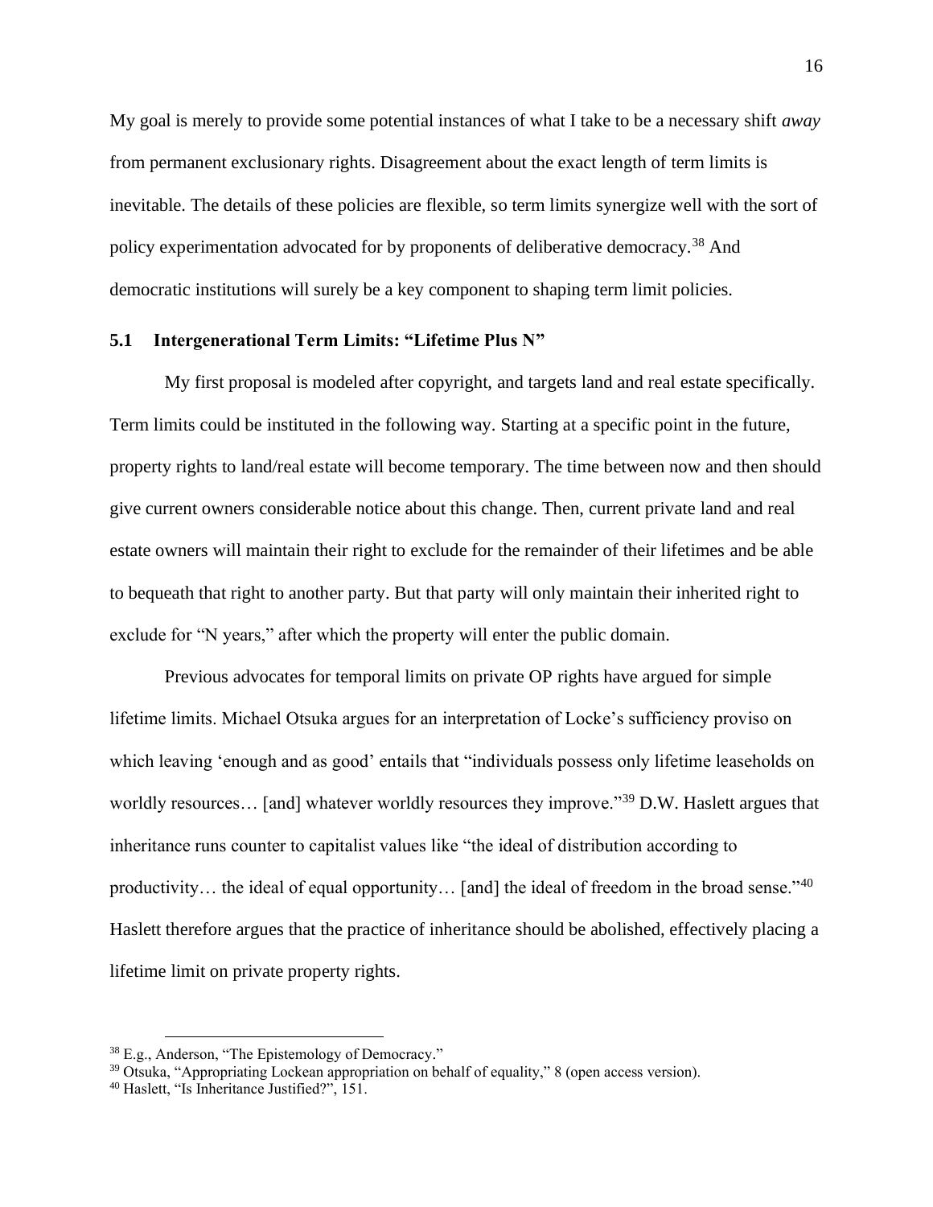My goal is merely to provide some potential instances of what I take to be a necessary shift *away* from permanent exclusionary rights. Disagreement about the exact length of term limits is inevitable. The details of these policies are flexible, so term limits synergize well with the sort of policy experimentation advocated for by proponents of deliberative democracy.[38] And democratic institutions will surely be a key component to shaping term limit policies.

### 5.1 Intergenerational Term Limits: "Lifetime Plus N"

My first proposal is modeled after copyright, and targets land and real estate specifically. Term limits could be instituted in the following way. Starting at a specific point in the future, property rights to land/real estate will become temporary. The time between now and then should give current owners considerable notice about this change. Then, current private land and real estate owners will maintain their right to exclude for the remainder of their lifetimes and be able to bequeath that right to another party. But that party will only maintain their inherited right to exclude for "N years," after which the property will enter the public domain.

Previous advocates for temporal limits on private OP rights have argued for simple lifetime limits. Michael Otsuka argues for an interpretation of Locke's sufficiency proviso on which leaving 'enough and as good' entails that "individuals possess only lifetime leaseholds on worldly resources… [and] whatever worldly resources they improve."[39] D.W. Haslett argues that inheritance runs counter to capitalist values like "the ideal of distribution according to productivity… the ideal of equal opportunity… [and] the ideal of freedom in the broad sense."[40] Haslett therefore argues that the practice of inheritance should be abolished, effectively placing a lifetime limit on private property rights.

---

[38] E.g., Anderson, "The Epistemology of Democracy."

[39] Otsuka, "Appropriating Lockean appropriation on behalf of equality," 8 (open access version).

[40] Haslett, "Is Inheritance Justified?", 151.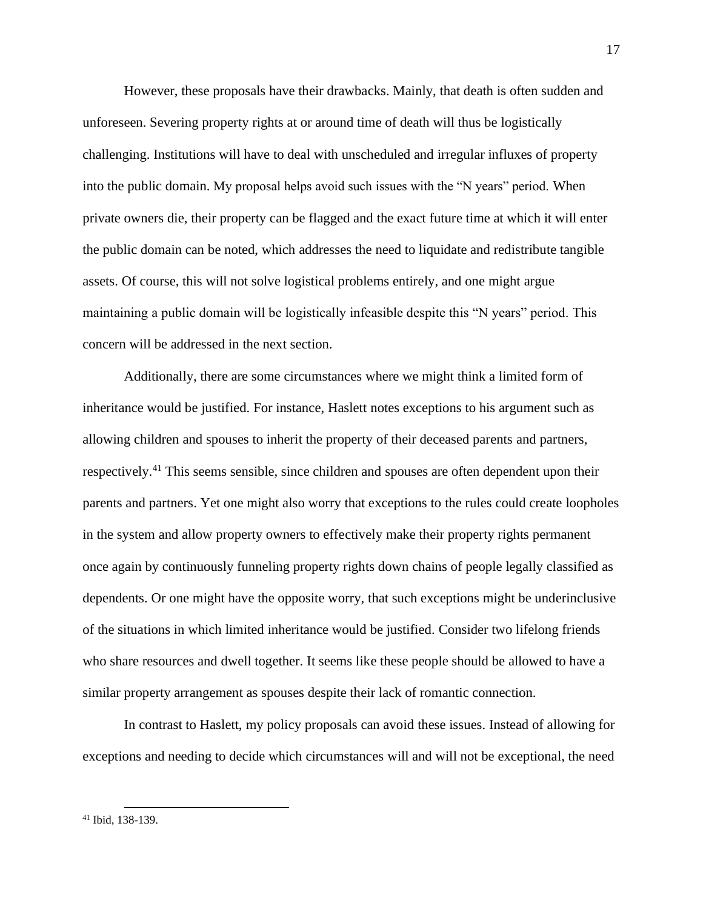However, these proposals have their drawbacks. Mainly, that death is often sudden and unforeseen. Severing property rights at or around time of death will thus be logistically challenging. Institutions will have to deal with unscheduled and irregular influxes of property into the public domain. My proposal helps avoid such issues with the "N years" period. When private owners die, their property can be flagged and the exact future time at which it will enter the public domain can be noted, which addresses the need to liquidate and redistribute tangible assets. Of course, this will not solve logistical problems entirely, and one might argue maintaining a public domain will be logistically infeasible despite this "N years" period. This concern will be addressed in the next section.

Additionally, there are some circumstances where we might think a limited form of inheritance would be justified. For instance, Haslett notes exceptions to his argument such as allowing children and spouses to inherit the property of their deceased parents and partners, respectively.[41] This seems sensible, since children and spouses are often dependent upon their parents and partners. Yet one might also worry that exceptions to the rules could create loopholes in the system and allow property owners to effectively make their property rights permanent once again by continuously funneling property rights down chains of people legally classified as dependents. Or one might have the opposite worry, that such exceptions might be underinclusive of the situations in which limited inheritance would be justified. Consider two lifelong friends who share resources and dwell together. It seems like these people should be allowed to have a similar property arrangement as spouses despite their lack of romantic connection.

In contrast to Haslett, my policy proposals can avoid these issues. Instead of allowing for exceptions and needing to decide which circumstances will and will not be exceptional, the need

[41] Ibid, 138-139.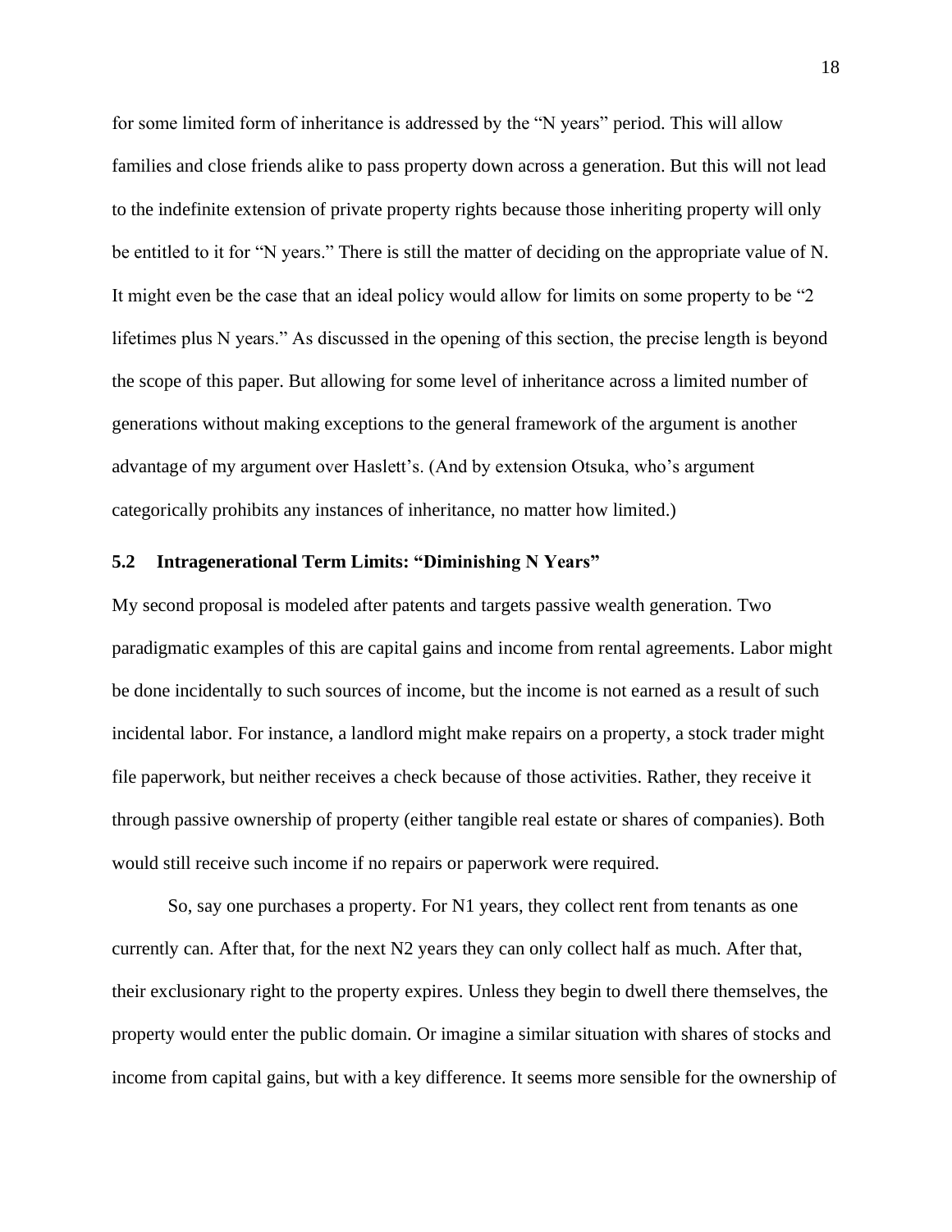for some limited form of inheritance is addressed by the "N years" period. This will allow families and close friends alike to pass property down across a generation. But this will not lead to the indefinite extension of private property rights because those inheriting property will only be entitled to it for "N years." There is still the matter of deciding on the appropriate value of N. It might even be the case that an ideal policy would allow for limits on some property to be "2 lifetimes plus N years." As discussed in the opening of this section, the precise length is beyond the scope of this paper. But allowing for some level of inheritance across a limited number of generations without making exceptions to the general framework of the argument is another advantage of my argument over Haslett's. (And by extension Otsuka, who's argument categorically prohibits any instances of inheritance, no matter how limited.)

### 5.2 Intragenerational Term Limits: "Diminishing N Years"

My second proposal is modeled after patents and targets passive wealth generation. Two paradigmatic examples of this are capital gains and income from rental agreements. Labor might be done incidentally to such sources of income, but the income is not earned as a result of such incidental labor. For instance, a landlord might make repairs on a property, a stock trader might file paperwork, but neither receives a check because of those activities. Rather, they receive it through passive ownership of property (either tangible real estate or shares of companies). Both would still receive such income if no repairs or paperwork were required.

So, say one purchases a property. For N1 years, they collect rent from tenants as one currently can. After that, for the next N2 years they can only collect half as much. After that, their exclusionary right to the property expires. Unless they begin to dwell there themselves, the property would enter the public domain. Or imagine a similar situation with shares of stocks and income from capital gains, but with a key difference. It seems more sensible for the ownership of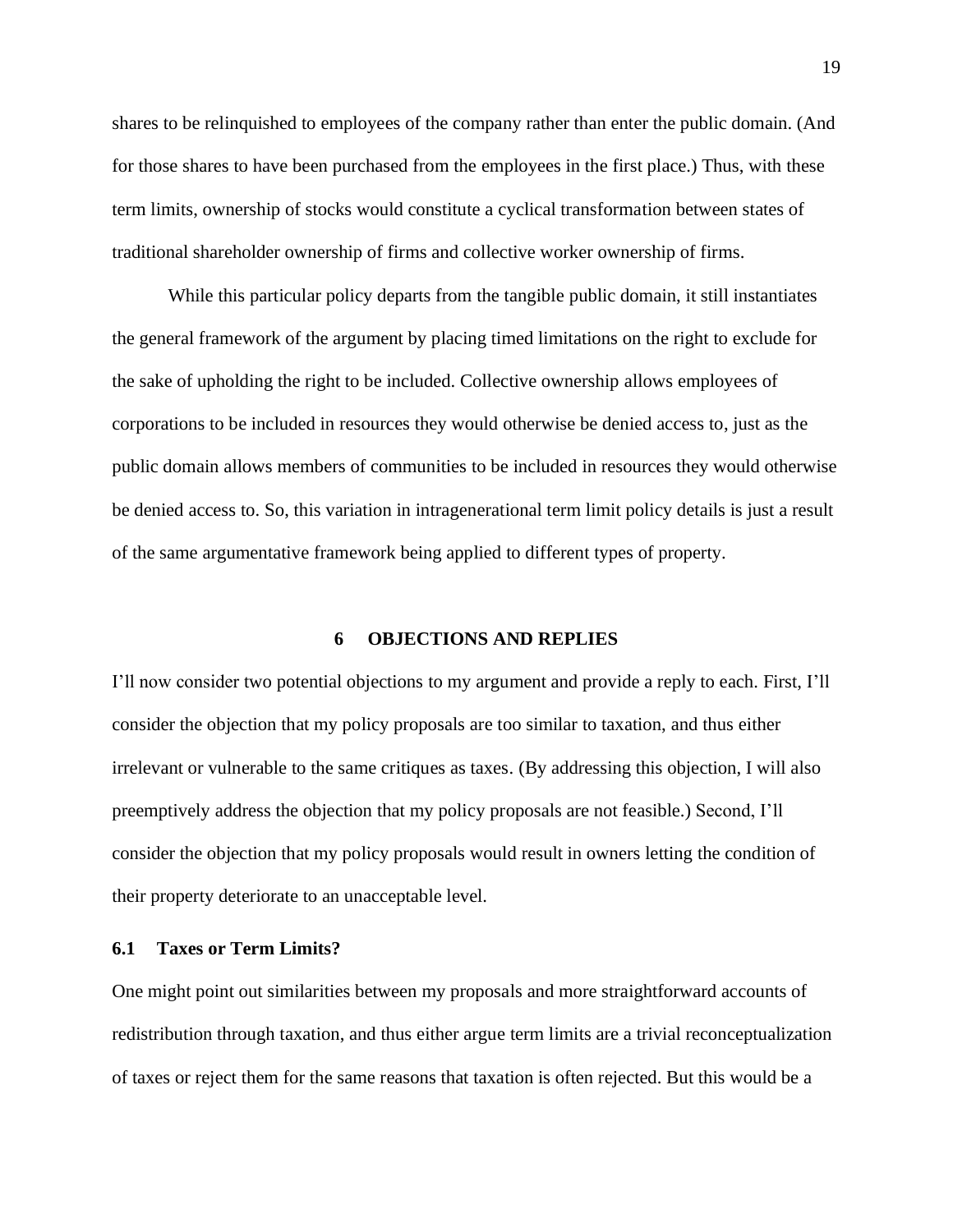shares to be relinquished to employees of the company rather than enter the public domain. (And for those shares to have been purchased from the employees in the first place.) Thus, with these term limits, ownership of stocks would constitute a cyclical transformation between states of traditional shareholder ownership of firms and collective worker ownership of firms.

While this particular policy departs from the tangible public domain, it still instantiates the general framework of the argument by placing timed limitations on the right to exclude for the sake of upholding the right to be included. Collective ownership allows employees of corporations to be included in resources they would otherwise be denied access to, just as the public domain allows members of communities to be included in resources they would otherwise be denied access to. So, this variation in intragenerational term limit policy details is just a result of the same argumentative framework being applied to different types of property.

## 6 OBJECTIONS AND REPLIES

I'll now consider two potential objections to my argument and provide a reply to each. First, I'll consider the objection that my policy proposals are too similar to taxation, and thus either irrelevant or vulnerable to the same critiques as taxes. (By addressing this objection, I will also preemptively address the objection that my policy proposals are not feasible.) Second, I'll consider the objection that my policy proposals would result in owners letting the condition of their property deteriorate to an unacceptable level.

### 6.1 Taxes or Term Limits?

One might point out similarities between my proposals and more straightforward accounts of redistribution through taxation, and thus either argue term limits are a trivial reconceptualization of taxes or reject them for the same reasons that taxation is often rejected. But this would be a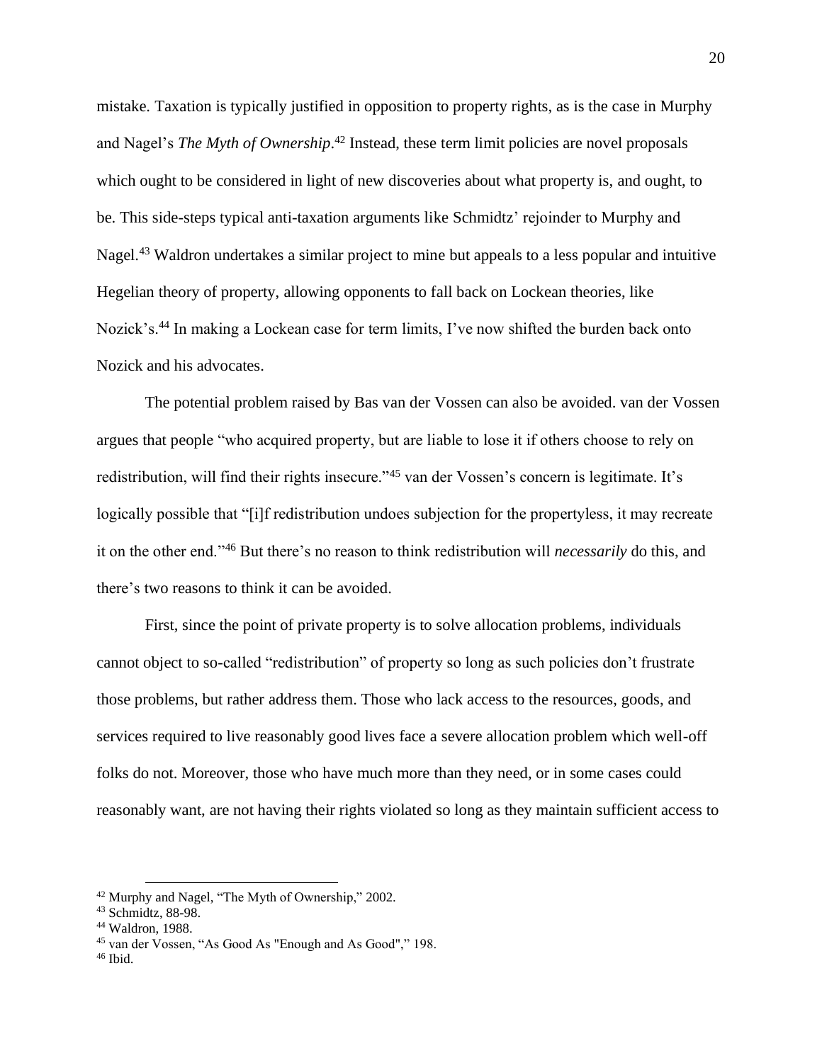mistake. Taxation is typically justified in opposition to property rights, as is the case in Murphy and Nagel's *The Myth of Ownership*.[42] Instead, these term limit policies are novel proposals which ought to be considered in light of new discoveries about what property is, and ought, to be. This side-steps typical anti-taxation arguments like Schmidtz' rejoinder to Murphy and Nagel.[43] Waldron undertakes a similar project to mine but appeals to a less popular and intuitive Hegelian theory of property, allowing opponents to fall back on Lockean theories, like Nozick's.[44] In making a Lockean case for term limits, I've now shifted the burden back onto Nozick and his advocates.

The potential problem raised by Bas van der Vossen can also be avoided. van der Vossen argues that people "who acquired property, but are liable to lose it if others choose to rely on redistribution, will find their rights insecure."[45] van der Vossen's concern is legitimate. It's logically possible that "[i]f redistribution undoes subjection for the propertyless, it may recreate it on the other end."[46] But there's no reason to think redistribution will *necessarily* do this, and there's two reasons to think it can be avoided.

First, since the point of private property is to solve allocation problems, individuals cannot object to so-called "redistribution" of property so long as such policies don't frustrate those problems, but rather address them. Those who lack access to the resources, goods, and services required to live reasonably good lives face a severe allocation problem which well-off folks do not. Moreover, those who have much more than they need, or in some cases could reasonably want, are not having their rights violated so long as they maintain sufficient access to

---

[42] Murphy and Nagel, "The Myth of Ownership," 2002.

[43] Schmidtz, 88-98.

[44] Waldron, 1988.

[45] van der Vossen, "As Good As "Enough and As Good"," 198.

[46] Ibid.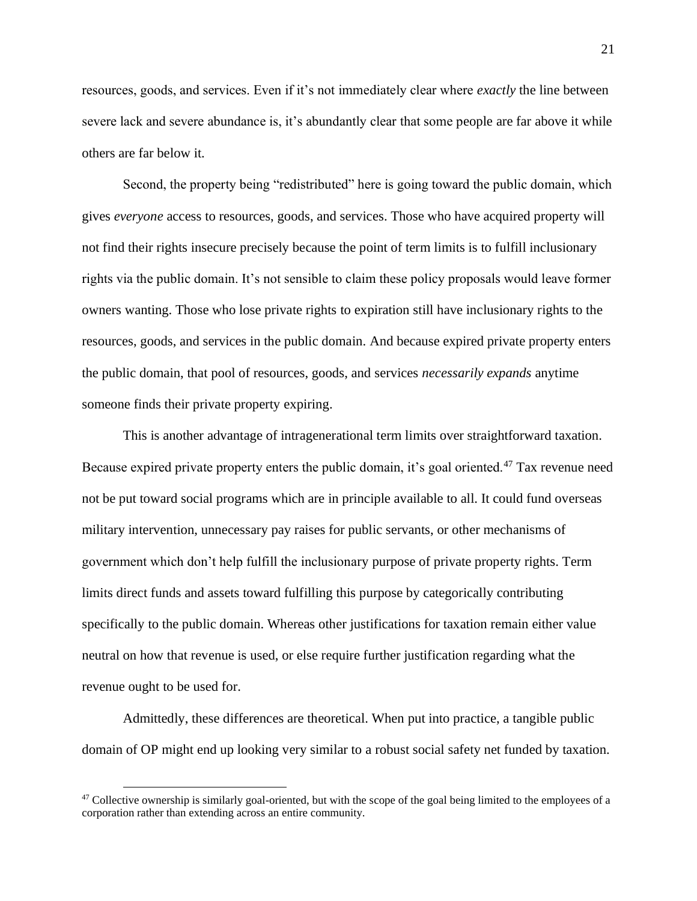resources, goods, and services. Even if it's not immediately clear where *exactly* the line between severe lack and severe abundance is, it's abundantly clear that some people are far above it while others are far below it.

Second, the property being "redistributed" here is going toward the public domain, which gives *everyone* access to resources, goods, and services. Those who have acquired property will not find their rights insecure precisely because the point of term limits is to fulfill inclusionary rights via the public domain. It's not sensible to claim these policy proposals would leave former owners wanting. Those who lose private rights to expiration still have inclusionary rights to the resources, goods, and services in the public domain. And because expired private property enters the public domain, that pool of resources, goods, and services *necessarily expands* anytime someone finds their private property expiring.

This is another advantage of intragenerational term limits over straightforward taxation. Because expired private property enters the public domain, it's goal oriented.[47] Tax revenue need not be put toward social programs which are in principle available to all. It could fund overseas military intervention, unnecessary pay raises for public servants, or other mechanisms of government which don't help fulfill the inclusionary purpose of private property rights. Term limits direct funds and assets toward fulfilling this purpose by categorically contributing specifically to the public domain. Whereas other justifications for taxation remain either value neutral on how that revenue is used, or else require further justification regarding what the revenue ought to be used for.

Admittedly, these differences are theoretical. When put into practice, a tangible public domain of OP might end up looking very similar to a robust social safety net funded by taxation.

[47] Collective ownership is similarly goal-oriented, but with the scope of the goal being limited to the employees of a corporation rather than extending across an entire community.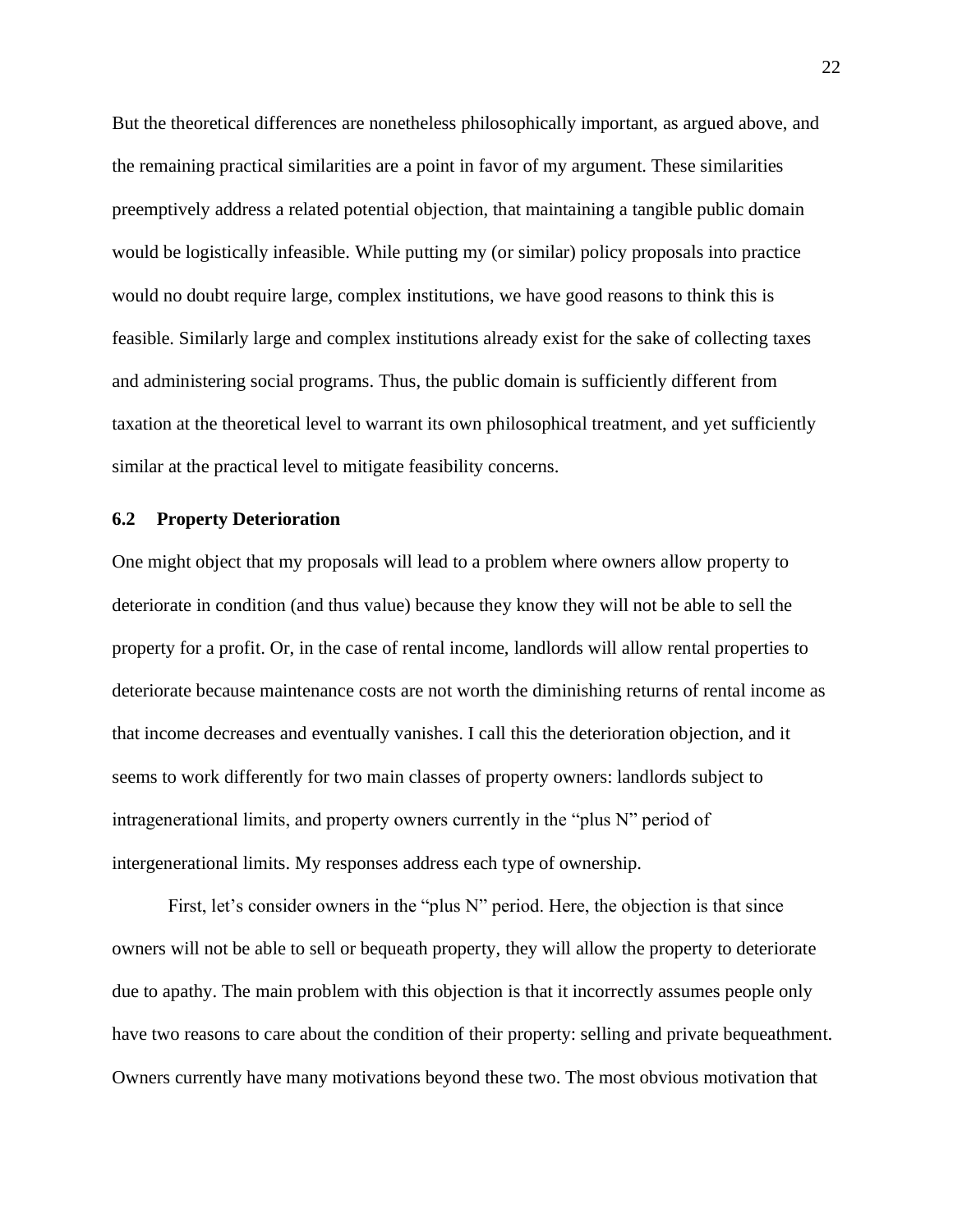But the theoretical differences are nonetheless philosophically important, as argued above, and the remaining practical similarities are a point in favor of my argument. These similarities preemptively address a related potential objection, that maintaining a tangible public domain would be logistically infeasible. While putting my (or similar) policy proposals into practice would no doubt require large, complex institutions, we have good reasons to think this is feasible. Similarly large and complex institutions already exist for the sake of collecting taxes and administering social programs. Thus, the public domain is sufficiently different from taxation at the theoretical level to warrant its own philosophical treatment, and yet sufficiently similar at the practical level to mitigate feasibility concerns.

### 6.2 Property Deterioration

One might object that my proposals will lead to a problem where owners allow property to deteriorate in condition (and thus value) because they know they will not be able to sell the property for a profit. Or, in the case of rental income, landlords will allow rental properties to deteriorate because maintenance costs are not worth the diminishing returns of rental income as that income decreases and eventually vanishes. I call this the deterioration objection, and it seems to work differently for two main classes of property owners: landlords subject to intragenerational limits, and property owners currently in the "plus N" period of intergenerational limits. My responses address each type of ownership.

First, let's consider owners in the "plus N" period. Here, the objection is that since owners will not be able to sell or bequeath property, they will allow the property to deteriorate due to apathy. The main problem with this objection is that it incorrectly assumes people only have two reasons to care about the condition of their property: selling and private bequeathment. Owners currently have many motivations beyond these two. The most obvious motivation that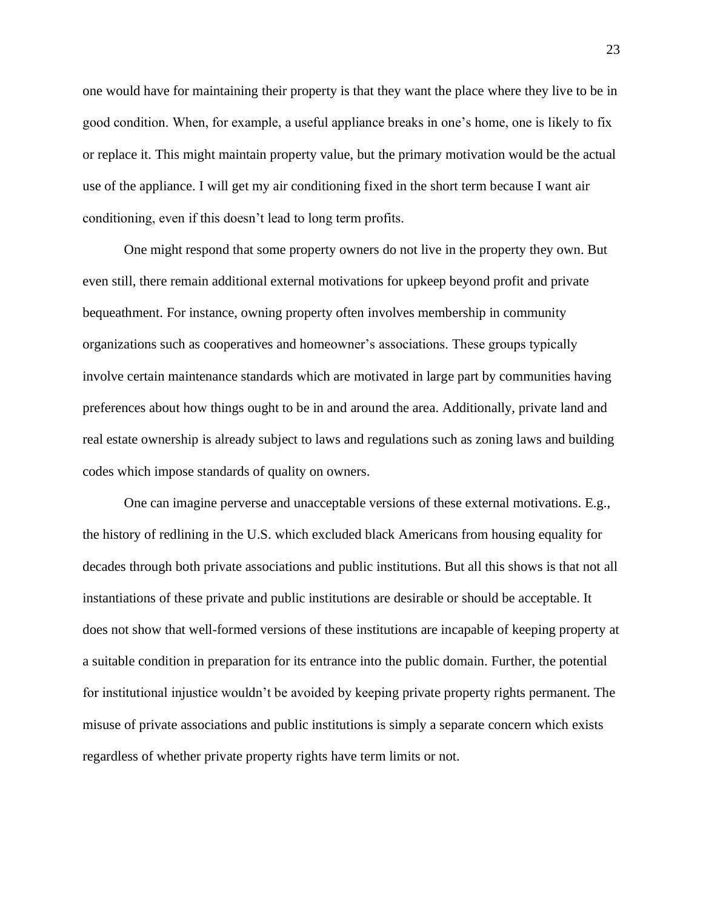one would have for maintaining their property is that they want the place where they live to be in good condition. When, for example, a useful appliance breaks in one's home, one is likely to fix or replace it. This might maintain property value, but the primary motivation would be the actual use of the appliance. I will get my air conditioning fixed in the short term because I want air conditioning, even if this doesn't lead to long term profits.

One might respond that some property owners do not live in the property they own. But even still, there remain additional external motivations for upkeep beyond profit and private bequeathment. For instance, owning property often involves membership in community organizations such as cooperatives and homeowner's associations. These groups typically involve certain maintenance standards which are motivated in large part by communities having preferences about how things ought to be in and around the area. Additionally, private land and real estate ownership is already subject to laws and regulations such as zoning laws and building codes which impose standards of quality on owners.

One can imagine perverse and unacceptable versions of these external motivations. E.g., the history of redlining in the U.S. which excluded black Americans from housing equality for decades through both private associations and public institutions. But all this shows is that not all instantiations of these private and public institutions are desirable or should be acceptable. It does not show that well-formed versions of these institutions are incapable of keeping property at a suitable condition in preparation for its entrance into the public domain. Further, the potential for institutional injustice wouldn't be avoided by keeping private property rights permanent. The misuse of private associations and public institutions is simply a separate concern which exists regardless of whether private property rights have term limits or not.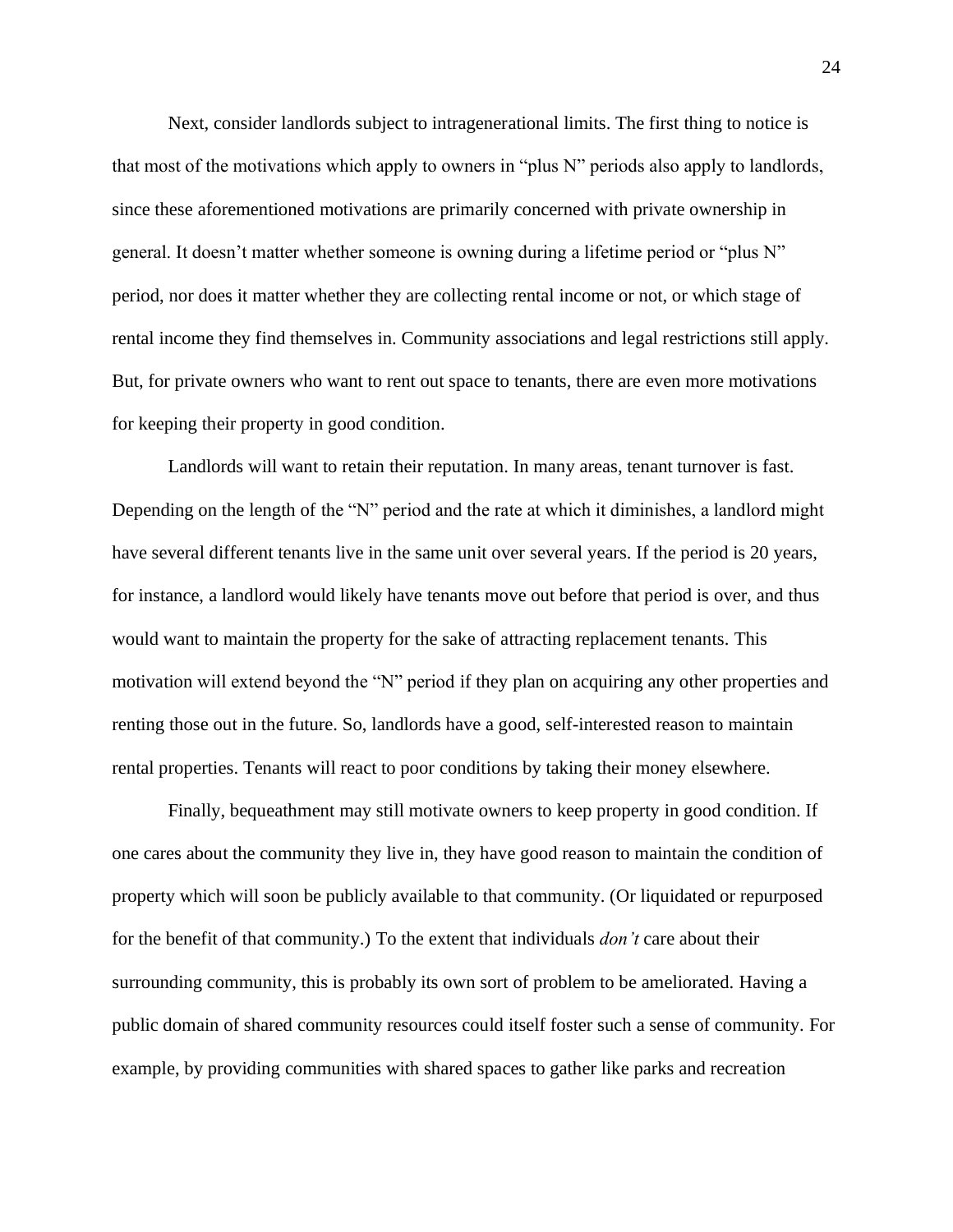Next, consider landlords subject to intragenerational limits. The first thing to notice is that most of the motivations which apply to owners in "plus N" periods also apply to landlords, since these aforementioned motivations are primarily concerned with private ownership in general. It doesn't matter whether someone is owning during a lifetime period or "plus N" period, nor does it matter whether they are collecting rental income or not, or which stage of rental income they find themselves in. Community associations and legal restrictions still apply. But, for private owners who want to rent out space to tenants, there are even more motivations for keeping their property in good condition.

Landlords will want to retain their reputation. In many areas, tenant turnover is fast. Depending on the length of the "N" period and the rate at which it diminishes, a landlord might have several different tenants live in the same unit over several years. If the period is 20 years, for instance, a landlord would likely have tenants move out before that period is over, and thus would want to maintain the property for the sake of attracting replacement tenants. This motivation will extend beyond the "N" period if they plan on acquiring any other properties and renting those out in the future. So, landlords have a good, self-interested reason to maintain rental properties. Tenants will react to poor conditions by taking their money elsewhere.

Finally, bequeathment may still motivate owners to keep property in good condition. If one cares about the community they live in, they have good reason to maintain the condition of property which will soon be publicly available to that community. (Or liquidated or repurposed for the benefit of that community.) To the extent that individuals *don't* care about their surrounding community, this is probably its own sort of problem to be ameliorated. Having a public domain of shared community resources could itself foster such a sense of community. For example, by providing communities with shared spaces to gather like parks and recreation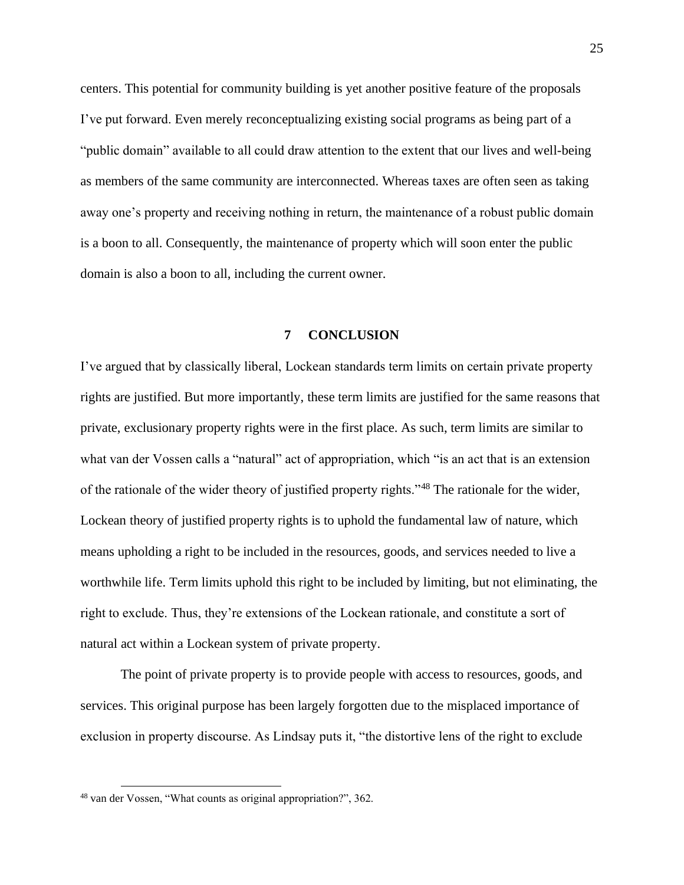centers. This potential for community building is yet another positive feature of the proposals I've put forward. Even merely reconceptualizing existing social programs as being part of a "public domain" available to all could draw attention to the extent that our lives and well-being as members of the same community are interconnected. Whereas taxes are often seen as taking away one's property and receiving nothing in return, the maintenance of a robust public domain is a boon to all. Consequently, the maintenance of property which will soon enter the public domain is also a boon to all, including the current owner.

## 7 CONCLUSION

I've argued that by classically liberal, Lockean standards term limits on certain private property rights are justified. But more importantly, these term limits are justified for the same reasons that private, exclusionary property rights were in the first place. As such, term limits are similar to what van der Vossen calls a "natural" act of appropriation, which "is an act that is an extension of the rationale of the wider theory of justified property rights."[48] The rationale for the wider, Lockean theory of justified property rights is to uphold the fundamental law of nature, which means upholding a right to be included in the resources, goods, and services needed to live a worthwhile life. Term limits uphold this right to be included by limiting, but not eliminating, the right to exclude. Thus, they're extensions of the Lockean rationale, and constitute a sort of natural act within a Lockean system of private property.

The point of private property is to provide people with access to resources, goods, and services. This original purpose has been largely forgotten due to the misplaced importance of exclusion in property discourse. As Lindsay puts it, "the distortive lens of the right to exclude

[48] van der Vossen, "What counts as original appropriation?", 362.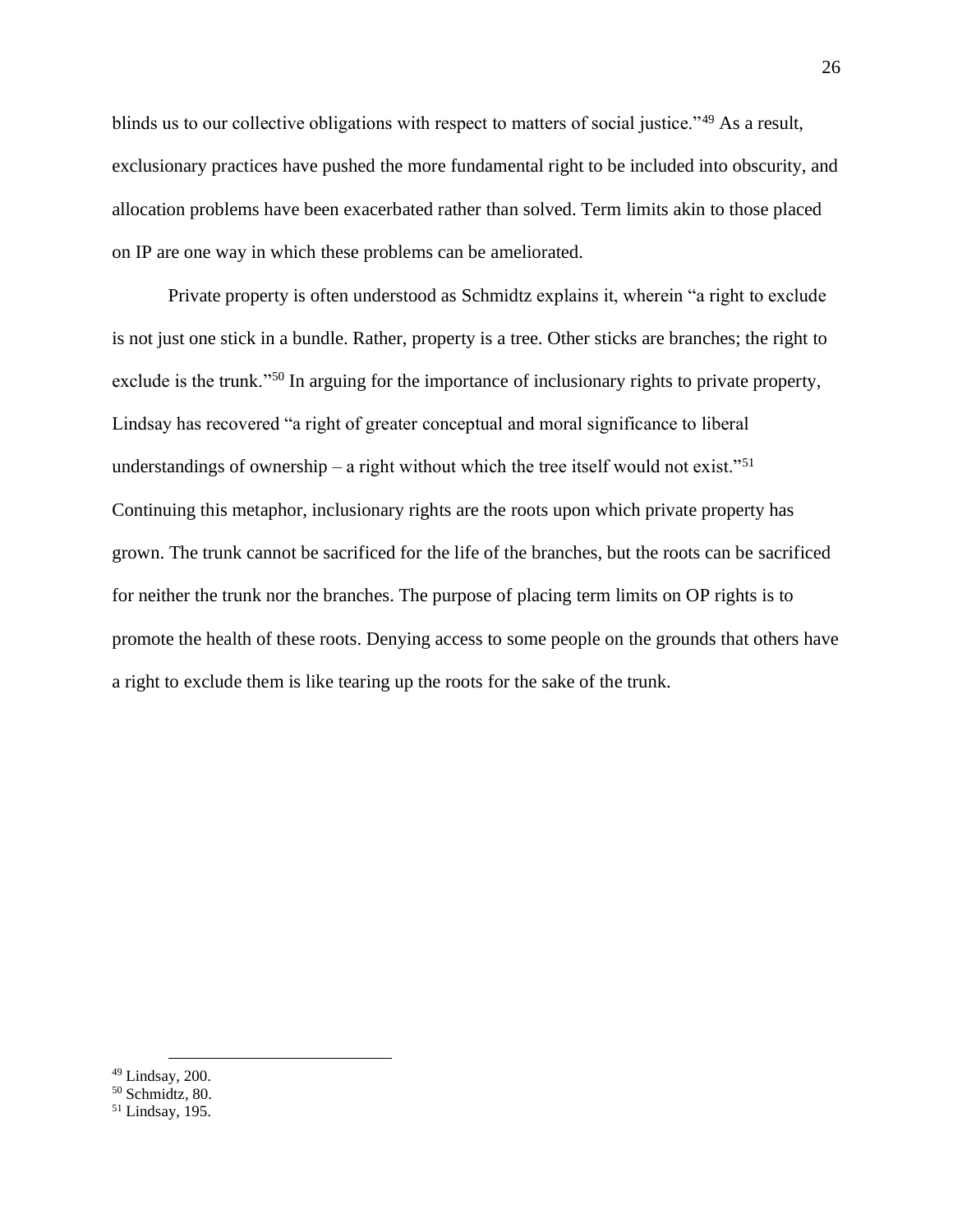blinds us to our collective obligations with respect to matters of social justice."[49] As a result, exclusionary practices have pushed the more fundamental right to be included into obscurity, and allocation problems have been exacerbated rather than solved. Term limits akin to those placed on IP are one way in which these problems can be ameliorated.

Private property is often understood as Schmidtz explains it, wherein "a right to exclude is not just one stick in a bundle. Rather, property is a tree. Other sticks are branches; the right to exclude is the trunk."[50] In arguing for the importance of inclusionary rights to private property, Lindsay has recovered "a right of greater conceptual and moral significance to liberal understandings of ownership – a right without which the tree itself would not exist."[51] Continuing this metaphor, inclusionary rights are the roots upon which private property has grown. The trunk cannot be sacrificed for the life of the branches, but the roots can be sacrificed for neither the trunk nor the branches. The purpose of placing term limits on OP rights is to promote the health of these roots. Denying access to some people on the grounds that others have a right to exclude them is like tearing up the roots for the sake of the trunk.

---

[49] Lindsay, 200.

[50] Schmidtz, 80.

[51] Lindsay, 195.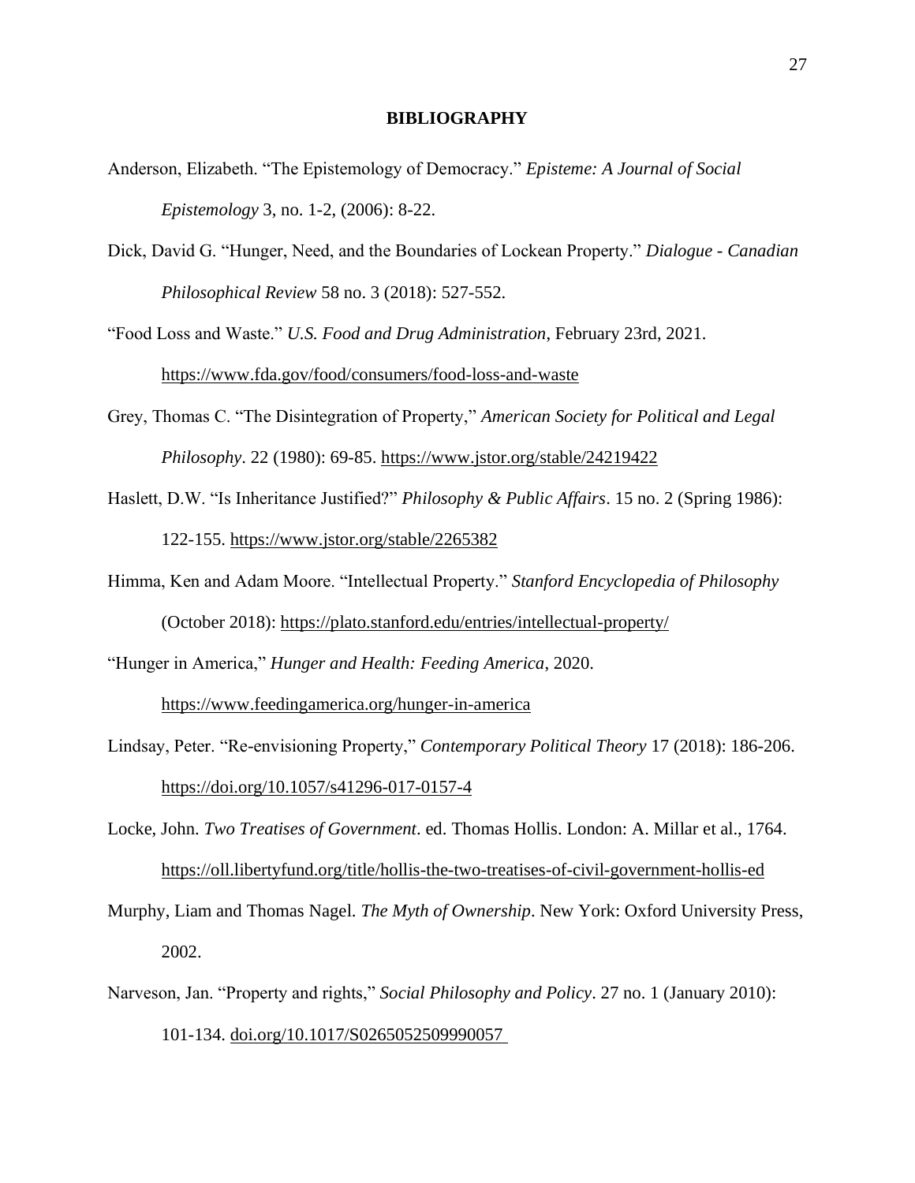# BIBLIOGRAPHY

Anderson, Elizabeth. "The Epistemology of Democracy." *Episteme: A Journal of Social Epistemology* 3, no. 1-2, (2006): 8-22.

Dick, David G. "Hunger, Need, and the Boundaries of Lockean Property." *Dialogue - Canadian Philosophical Review* 58 no. 3 (2018): 527-552.

"Food Loss and Waste." *U.S. Food and Drug Administration*, February 23rd, 2021. https://www.fda.gov/food/consumers/food-loss-and-waste

Grey, Thomas C. "The Disintegration of Property," *American Society for Political and Legal Philosophy*. 22 (1980): 69-85. https://www.jstor.org/stable/24219422

Haslett, D.W. "Is Inheritance Justified?" *Philosophy & Public Affairs*. 15 no. 2 (Spring 1986): 122-155. https://www.jstor.org/stable/2265382

Himma, Ken and Adam Moore. "Intellectual Property." *Stanford Encyclopedia of Philosophy* (October 2018): https://plato.stanford.edu/entries/intellectual-property/

"Hunger in America," *Hunger and Health: Feeding America*, 2020. https://www.feedingamerica.org/hunger-in-america

Lindsay, Peter. "Re-envisioning Property," *Contemporary Political Theory* 17 (2018): 186-206. https://doi.org/10.1057/s41296-017-0157-4

Locke, John. *Two Treatises of Government*. ed. Thomas Hollis. London: A. Millar et al., 1764. https://oll.libertyfund.org/title/hollis-the-two-treatises-of-civil-government-hollis-ed

Murphy, Liam and Thomas Nagel. *The Myth of Ownership*. New York: Oxford University Press, 2002.

Narveson, Jan. "Property and rights," *Social Philosophy and Policy*. 27 no. 1 (January 2010): 101-134. doi.org/10.1017/S0265052509990057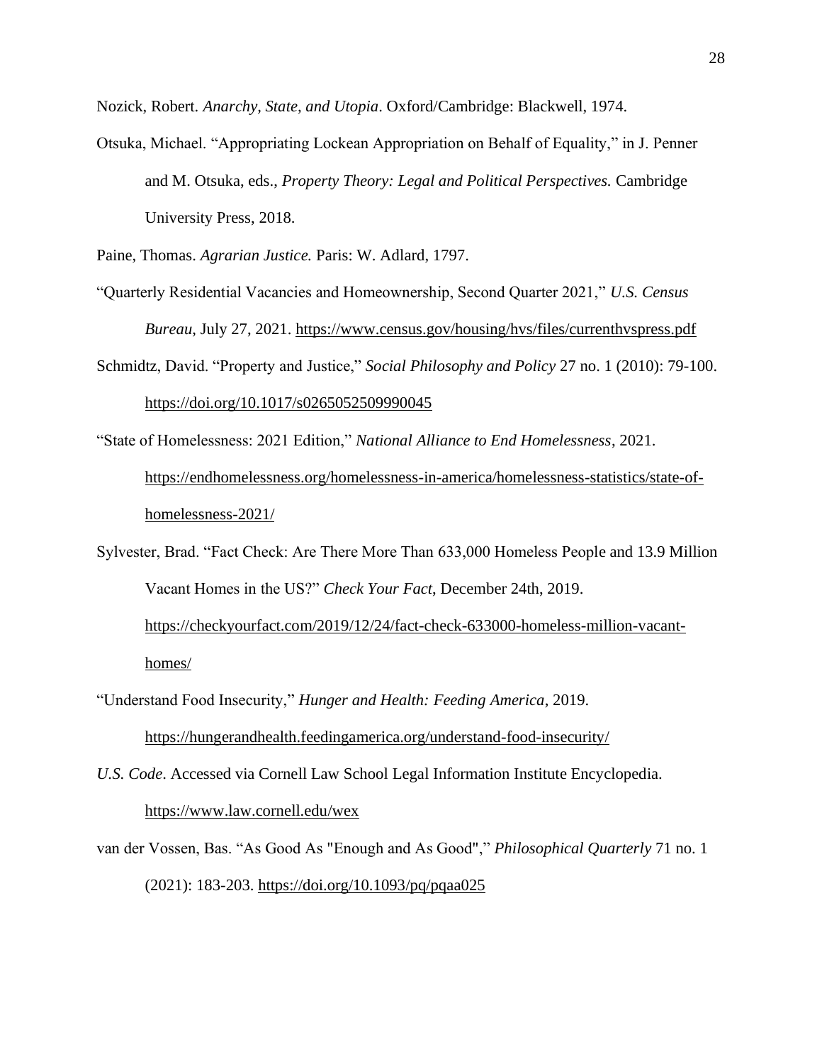Nozick, Robert. *Anarchy, State, and Utopia*. Oxford/Cambridge: Blackwell, 1974.

Otsuka, Michael. "Appropriating Lockean Appropriation on Behalf of Equality," in J. Penner and M. Otsuka, eds., *Property Theory: Legal and Political Perspectives.* Cambridge University Press, 2018.

Paine, Thomas. *Agrarian Justice.* Paris: W. Adlard, 1797.

"Quarterly Residential Vacancies and Homeownership, Second Quarter 2021," *U.S. Census Bureau*, July 27, 2021. https://www.census.gov/housing/hvs/files/currenthvspress.pdf

Schmidtz, David. "Property and Justice," *Social Philosophy and Policy* 27 no. 1 (2010): 79-100. https://doi.org/10.1017/s0265052509990045

"State of Homelessness: 2021 Edition," *National Alliance to End Homelessness*, 2021. https://endhomelessness.org/homelessness-in-america/homelessness-statistics/state-of-homelessness-2021/

Sylvester, Brad. "Fact Check: Are There More Than 633,000 Homeless People and 13.9 Million Vacant Homes in the US?" *Check Your Fact*, December 24th, 2019. https://checkyourfact.com/2019/12/24/fact-check-633000-homeless-million-vacant-homes/

"Understand Food Insecurity," *Hunger and Health: Feeding America*, 2019. https://hungerandhealth.feedingamerica.org/understand-food-insecurity/

*U.S. Code*. Accessed via Cornell Law School Legal Information Institute Encyclopedia. https://www.law.cornell.edu/wex

van der Vossen, Bas. "As Good As "Enough and As Good"," *Philosophical Quarterly* 71 no. 1 (2021): 183-203. https://doi.org/10.1093/pq/pqaa025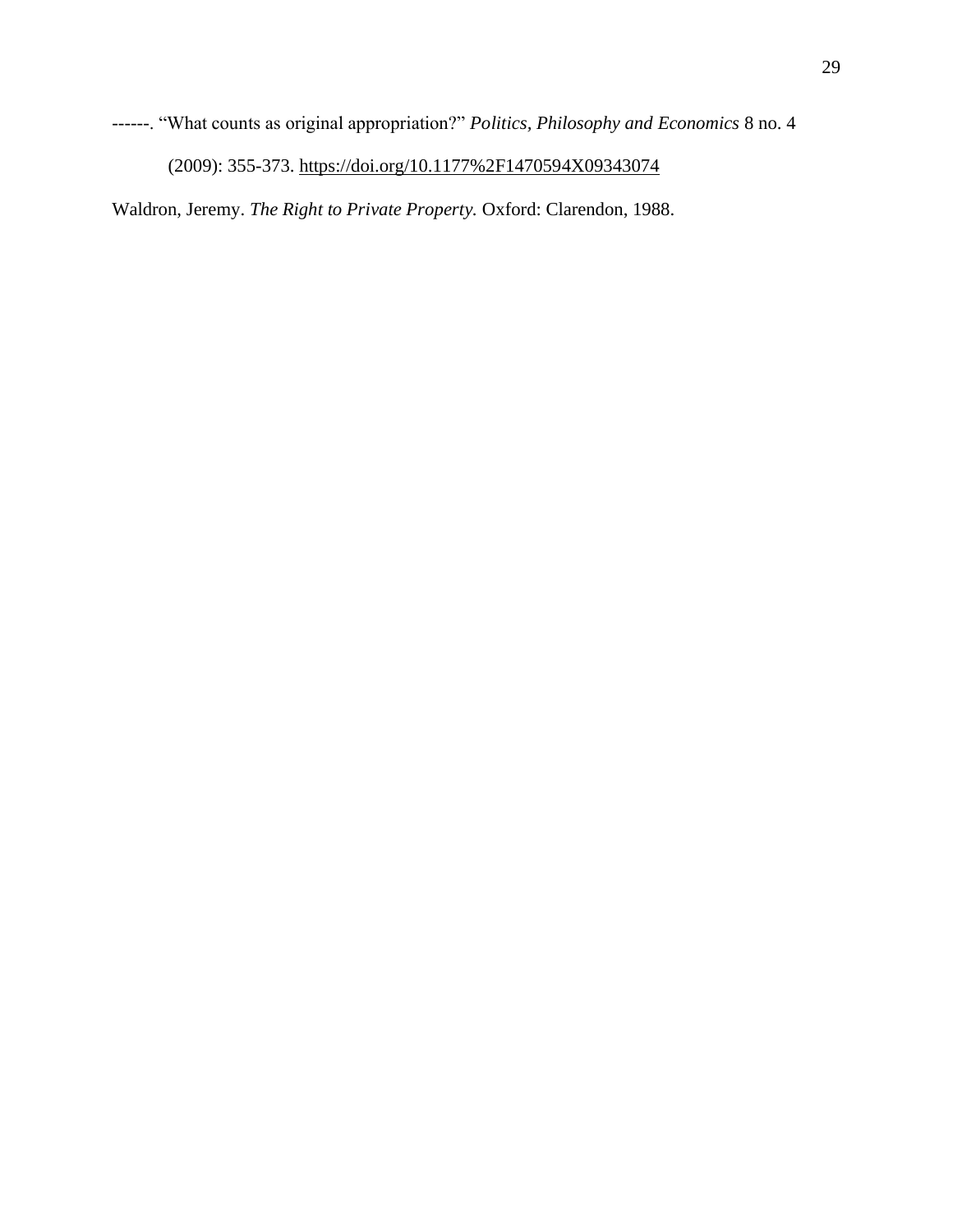------. "What counts as original appropriation?" *Politics, Philosophy and Economics* 8 no. 4 (2009): 355-373. https://doi.org/10.1177%2F1470594X09343074

Waldron, Jeremy. *The Right to Private Property.* Oxford: Clarendon, 1988.